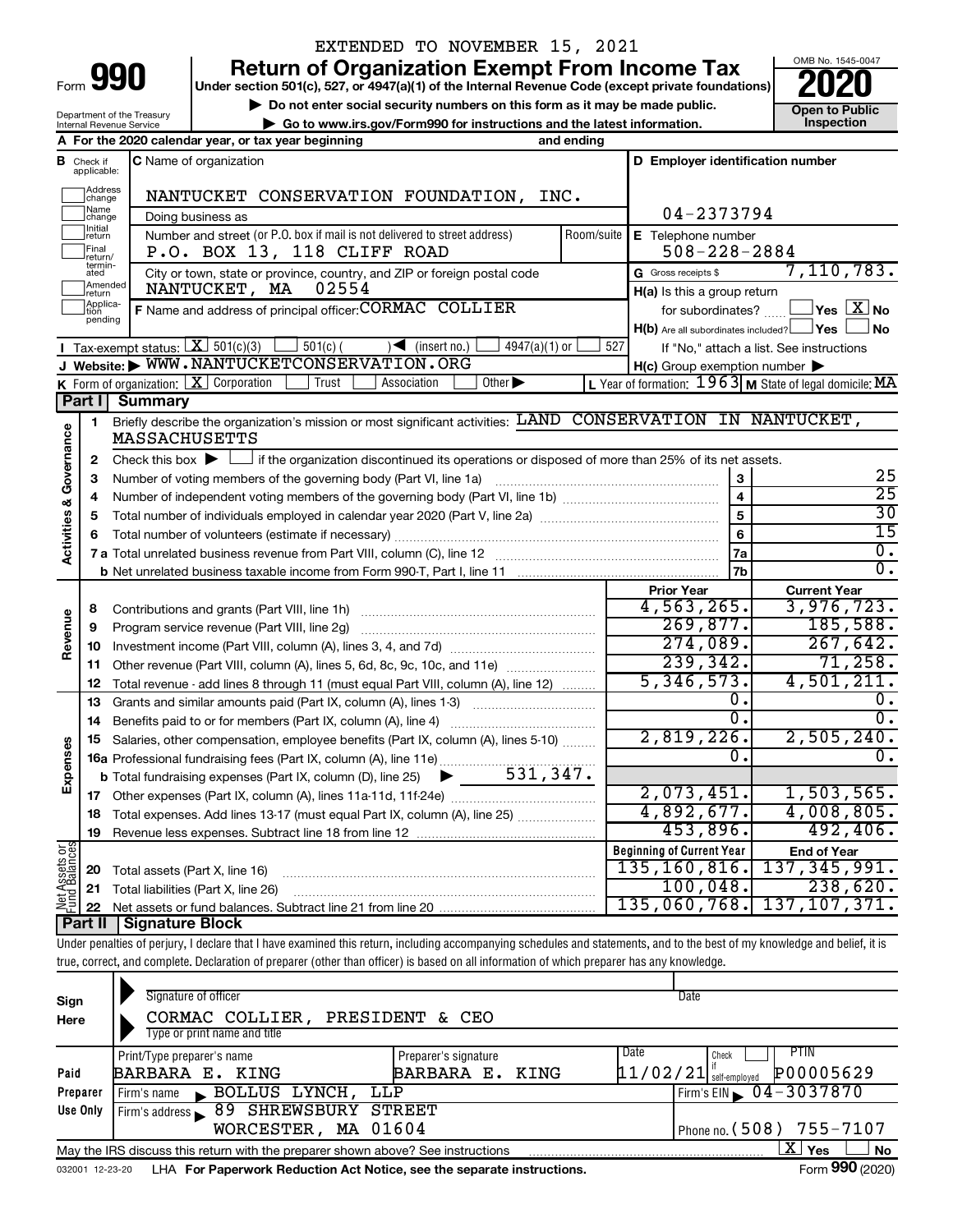EXTENDED TO NOVEMBER 15, 2021

# Form 990 — Return of Organization Exempt From Income Tax (2020)

Under section 501(c), 527, or 4947(a)(1) of the Internal Revenue Code (except private foundations)

▶ Do not enter social security numbers on this form as it may be made public.

▶ Go to www.irs.gov/Form990 for instructions and the latest information.

Department of the Treasury, Internal Revenue Service

OMB No. 1545-0047 — Open to Public Inspection

**A** For the 2020 calendar year, or tax year beginning and ending

**B** Check if applicable: Address change, Name change, Initial return, Final return/terminated, Amended return, Application pending

**C** Name of organization: NANTUCKET CONSERVATION FOUNDATION, INC.

Doing business as

Number and street (or P.O. box if mail is not delivered to street address): P.O. BOX 13, 118 CLIFF ROAD — Room/suite

City or town, state or province, country, and ZIP or foreign postal code: NANTUCKET, MA 02554

**D** Employer identification number: 04-2373794

**E** Telephone number: 508-228-2884

**G** Gross receipts $ 7,110,783.

**F** Name and address of principal officer: CORMAC COLLIER

**H(a)** Is this a group return for subordinates? ☐ Yes ☒ No

**H(b)** Are all subordinates included? ☐ Yes ☐ No — If "No," attach a list. See instructions

**H(c)** Group exemption number ▶

**I** Tax-exempt status: ☒ 501(c)(3) ☐ 501(c) ( ) ◀ (insert no.) ☐ 4947(a)(1) or ☐ 527

**J** Website: ▶ WWW.NANTUCKETCONSERVATION.ORG

**K** Form of organization: ☒ Corporation ☐ Trust ☐ Association ☐ Other ▶

**L** Year of formation: 1963 **M** State of legal domicile: MA

## Part I Summary

**Activities & Governance**

1. Briefly describe the organization's mission or most significant activities: LAND CONSERVATION IN NANTUCKET, MASSACHUSETTS
2. Check this box ▶ ☐ if the organization discontinued its operations or disposed of more than 25% of its net assets.

| Line | Description | | Value |
|---|---|---|---|
| 3 | Number of voting members of the governing body (Part VI, line 1a) | 3 | 25 |
| 4 | Number of independent voting members of the governing body (Part VI, line 1b) | 4 | 25 |
| 5 | Total number of individuals employed in calendar year 2020 (Part V, line 2a) | 5 | 30 |
| 6 | Total number of volunteers (estimate if necessary) | 6 | 15 |
| 7a | Total unrelated business revenue from Part VIII, column (C), line 12 | 7a | 0. |
| 7b | Net unrelated business taxable income from Form 990-T, Part I, line 11 | 7b | 0. |

| Line | Description | Prior Year | Current Year |
|---|---|---|---|
| **Revenue** | | | |
| 8 | Contributions and grants (Part VIII, line 1h) | 4,563,265. | 3,976,723. |
| 9 | Program service revenue (Part VIII, line 2g) | 269,877. | 185,588. |
| 10 | Investment income (Part VIII, column (A), lines 3, 4, and 7d) | 274,089. | 267,642. |
| 11 | Other revenue (Part VIII, column (A), lines 5, 6d, 8c, 9c, 10c, and 11e) | 239,342. | 71,258. |
| 12 | Total revenue - add lines 8 through 11 (must equal Part VIII, column (A), line 12) | 5,346,573. | 4,501,211. |
| **Expenses** | | | |
| 13 | Grants and similar amounts paid (Part IX, column (A), lines 1-3) | 0. | 0. |
| 14 | Benefits paid to or for members (Part IX, column (A), line 4) | 0. | 0. |
| 15 | Salaries, other compensation, employee benefits (Part IX, column (A), lines 5-10) | 2,819,226. | 2,505,240. |
| 16a | Professional fundraising fees (Part IX, column (A), line 11e) | 0. | 0. |
| b | Total fundraising expenses (Part IX, column (D), line 25) ▶ 531,347. | | |
| 17 | Other expenses (Part IX, column (A), lines 11a-11d, 11f-24e) | 2,073,451. | 1,503,565. |
| 18 | Total expenses. Add lines 13-17 (must equal Part IX, column (A), line 25) | 4,892,677. | 4,008,805. |
| 19 | Revenue less expenses. Subtract line 18 from line 12 | 453,896. | 492,406. |

| Line | Net Assets or Fund Balances | Beginning of Current Year | End of Year |
|---|---|---|---|
| 20 | Total assets (Part X, line 16) | 135,160,816. | 137,345,991. |
| 21 | Total liabilities (Part X, line 26) | 100,048. | 238,620. |
| 22 | Net assets or fund balances. Subtract line 21 from line 20 | 135,060,768. | 137,107,371. |

## Part II Signature Block

Under penalties of perjury, I declare that I have examined this return, including accompanying schedules and statements, and to the best of my knowledge and belief, it is true, correct, and complete. Declaration of preparer (other than officer) is based on all information of which preparer has any knowledge.

**Sign Here**

Signature of officer — Date

CORMAC COLLIER, PRESIDENT & CEO

Type or print name and title

**Paid Preparer Use Only**

| Print/Type preparer's name | Preparer's signature | Date | Check if self-employed | PTIN |
|---|---|---|---|---|
| BARBARA E. KING | BARBARA E. KING | 11/02/21 | ☐ | P00005629 |

Firm's name ▶ BOLLUS LYNCH, LLP — Firm's EIN ▶ 04-3037870

Firm's address ▶ 89 SHREWSBURY STREET, WORCESTER, MA 01604 — Phone no. (508) 755-7107

May the IRS discuss this return with the preparer shown above? See instructions ☒ Yes ☐ No

032001 12-23-20 LHA For Paperwork Reduction Act Notice, see the separate instructions. Form 990 (2020)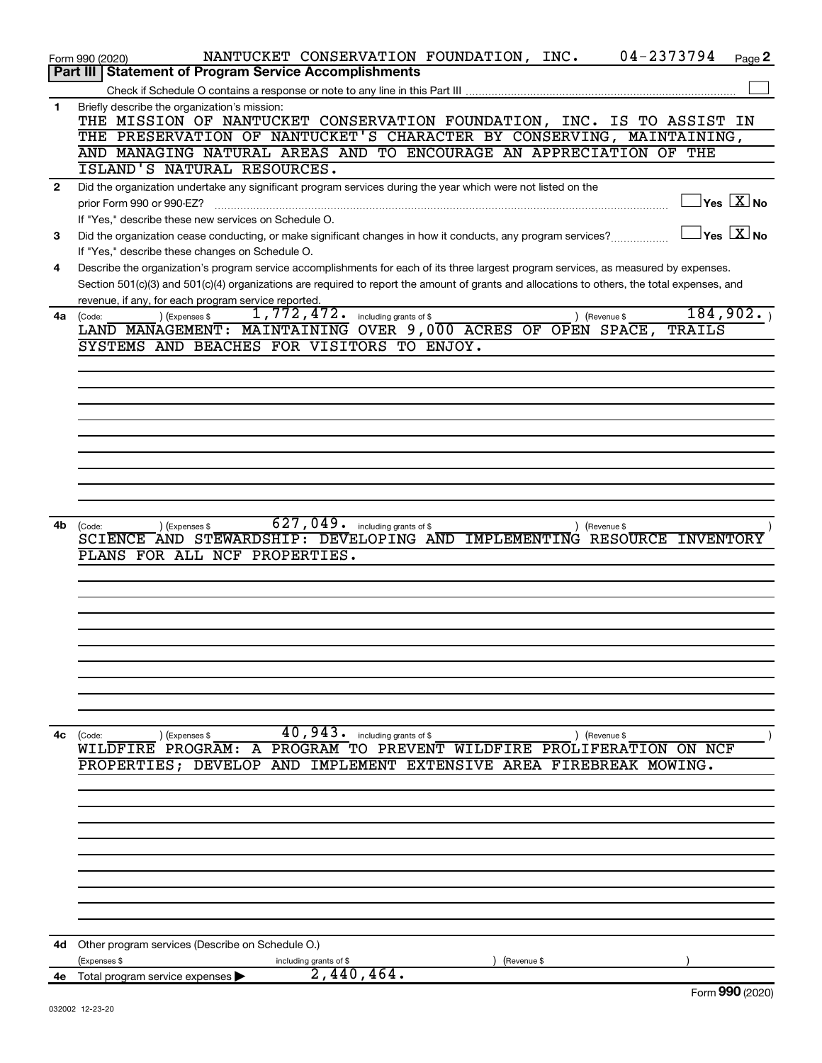Form 990 (2020) NANTUCKET CONSERVATION FOUNDATION, INC. 04-2373794 Page 2

## Part III | Statement of Program Service Accomplishments

Check if Schedule O contains a response or note to any line in this Part III ☐

**1** Briefly describe the organization's mission:

THE MISSION OF NANTUCKET CONSERVATION FOUNDATION, INC. IS TO ASSIST IN THE PRESERVATION OF NANTUCKET'S CHARACTER BY CONSERVING, MAINTAINING, AND MANAGING NATURAL AREAS AND TO ENCOURAGE AN APPRECIATION OF THE ISLAND'S NATURAL RESOURCES.

**2** Did the organization undertake any significant program services during the year which were not listed on the prior Form 990 or 990-EZ? ☐ Yes ☒ No

If "Yes," describe these new services on Schedule O.

**3** Did the organization cease conducting, or make significant changes in how it conducts, any program services? ☐ Yes ☒ No

If "Yes," describe these changes on Schedule O.

**4** Describe the organization's program service accomplishments for each of its three largest program services, as measured by expenses. Section 501(c)(3) and 501(c)(4) organizations are required to report the amount of grants and allocations to others, the total expenses, and revenue, if any, for each program service reported.

**4a** (Code: ) (Expenses $ 1,772,472. including grants of $ ) (Revenue $ 184,902. )

LAND MANAGEMENT: MAINTAINING OVER 9,000 ACRES OF OPEN SPACE, TRAILS SYSTEMS AND BEACHES FOR VISITORS TO ENJOY.

**4b** (Code: ) (Expenses $ 627,049. including grants of $ ) (Revenue $ )

SCIENCE AND STEWARDSHIP: DEVELOPING AND IMPLEMENTING RESOURCE INVENTORY PLANS FOR ALL NCF PROPERTIES.

**4c** (Code: ) (Expenses $ 40,943. including grants of $ ) (Revenue $ )

WILDFIRE PROGRAM: A PROGRAM TO PREVENT WILDFIRE PROLIFERATION ON NCF PROPERTIES; DEVELOP AND IMPLEMENT EXTENSIVE AREA FIREBREAK MOWING.

**4d** Other program services (Describe on Schedule O.)

(Expenses $ including grants of $ ) (Revenue $ )

**4e** Total program service expenses ▶ 2,440,464.

Form **990** (2020)

032002 12-23-20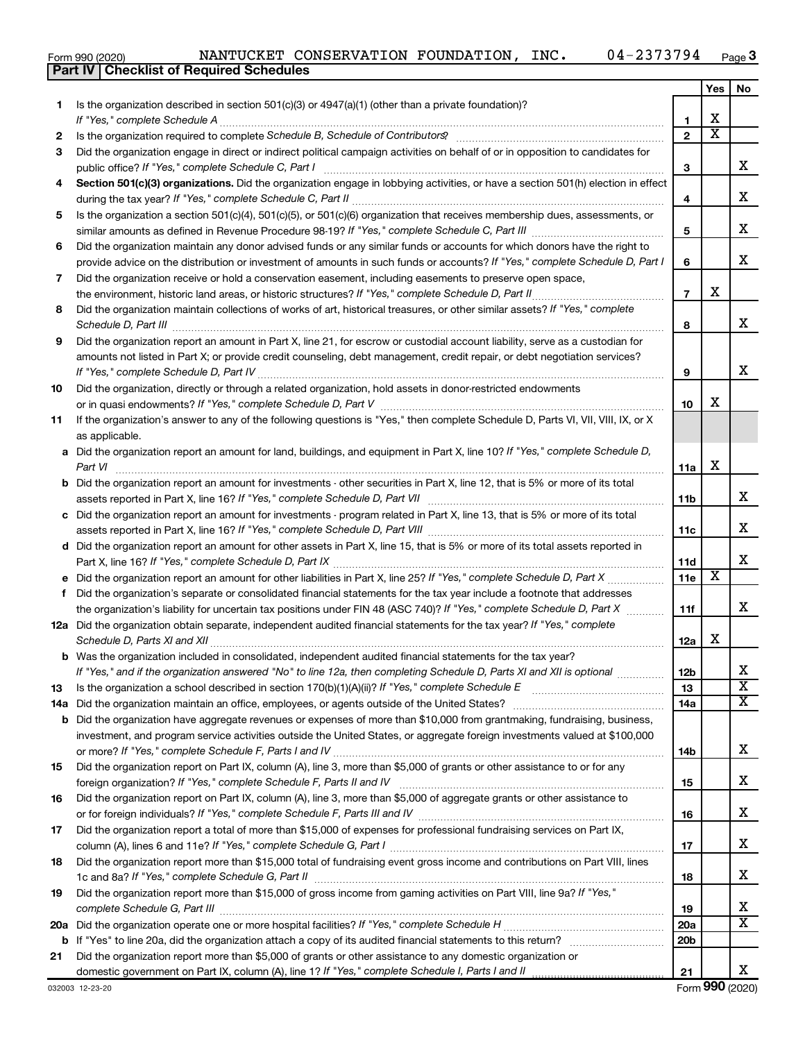Form 990 (2020) NANTUCKET CONSERVATION FOUNDATION, INC. 04-2373794

**Part IV | Checklist of Required Schedules**

| | | | Yes | No |
|---|---|---|---|---|
| 1 | Is the organization described in section 501(c)(3) or 4947(a)(1) (other than a private foundation)? *If "Yes," complete Schedule A* | 1 | X | |
| 2 | Is the organization required to complete *Schedule B, Schedule of Contributors*? | 2 | X | |
| 3 | Did the organization engage in direct or indirect political campaign activities on behalf of or in opposition to candidates for public office? *If "Yes," complete Schedule C, Part I* | 3 | | X |
| 4 | **Section 501(c)(3) organizations.** Did the organization engage in lobbying activities, or have a section 501(h) election in effect during the tax year? *If "Yes," complete Schedule C, Part II* | 4 | | X |
| 5 | Is the organization a section 501(c)(4), 501(c)(5), or 501(c)(6) organization that receives membership dues, assessments, or similar amounts as defined in Revenue Procedure 98-19? *If "Yes," complete Schedule C, Part III* | 5 | | X |
| 6 | Did the organization maintain any donor advised funds or any similar funds or accounts for which donors have the right to provide advice on the distribution or investment of amounts in such funds or accounts? *If "Yes," complete Schedule D, Part I* | 6 | | X |
| 7 | Did the organization receive or hold a conservation easement, including easements to preserve open space, the environment, historic land areas, or historic structures? *If "Yes," complete Schedule D, Part II* | 7 | X | |
| 8 | Did the organization maintain collections of works of art, historical treasures, or other similar assets? *If "Yes," complete Schedule D, Part III* | 8 | | X |
| 9 | Did the organization report an amount in Part X, line 21, for escrow or custodial account liability, serve as a custodian for amounts not listed in Part X; or provide credit counseling, debt management, credit repair, or debt negotiation services? *If "Yes," complete Schedule D, Part IV* | 9 | | X |
| 10 | Did the organization, directly or through a related organization, hold assets in donor-restricted endowments or in quasi endowments? *If "Yes," complete Schedule D, Part V* | 10 | X | |
| 11 | If the organization's answer to any of the following questions is "Yes," then complete Schedule D, Parts VI, VII, VIII, IX, or X as applicable. | | | |
| a | Did the organization report an amount for land, buildings, and equipment in Part X, line 10? *If "Yes," complete Schedule D, Part VI* | 11a | X | |
| b | Did the organization report an amount for investments - other securities in Part X, line 12, that is 5% or more of its total assets reported in Part X, line 16? *If "Yes," complete Schedule D, Part VII* | 11b | | X |
| c | Did the organization report an amount for investments - program related in Part X, line 13, that is 5% or more of its total assets reported in Part X, line 16? *If "Yes," complete Schedule D, Part VIII* | 11c | | X |
| d | Did the organization report an amount for other assets in Part X, line 15, that is 5% or more of its total assets reported in Part X, line 16? *If "Yes," complete Schedule D, Part IX* | 11d | | X |
| e | Did the organization report an amount for other liabilities in Part X, line 25? *If "Yes," complete Schedule D, Part X* | 11e | X | |
| f | Did the organization's separate or consolidated financial statements for the tax year include a footnote that addresses the organization's liability for uncertain tax positions under FIN 48 (ASC 740)? *If "Yes," complete Schedule D, Part X* | 11f | | X |
| 12a | Did the organization obtain separate, independent audited financial statements for the tax year? *If "Yes," complete Schedule D, Parts XI and XII* | 12a | X | |
| b | Was the organization included in consolidated, independent audited financial statements for the tax year? *If "Yes," and if the organization answered "No" to line 12a, then completing Schedule D, Parts XI and XII is optional* | 12b | | X |
| 13 | Is the organization a school described in section 170(b)(1)(A)(ii)? *If "Yes," complete Schedule E* | 13 | | X |
| 14a | Did the organization maintain an office, employees, or agents outside of the United States? | 14a | | X |
| b | Did the organization have aggregate revenues or expenses of more than $10,000 from grantmaking, fundraising, business, investment, and program service activities outside the United States, or aggregate foreign investments valued at $100,000 or more? *If "Yes," complete Schedule F, Parts I and IV* | 14b | | X |
| 15 | Did the organization report on Part IX, column (A), line 3, more than $5,000 of grants or other assistance to or for any foreign organization? *If "Yes," complete Schedule F, Parts II and IV* | 15 | | X |
| 16 | Did the organization report on Part IX, column (A), line 3, more than $5,000 of aggregate grants or other assistance to or for foreign individuals? *If "Yes," complete Schedule F, Parts III and IV* | 16 | | X |
| 17 | Did the organization report a total of more than $15,000 of expenses for professional fundraising services on Part IX, column (A), lines 6 and 11e? *If "Yes," complete Schedule G, Part I* | 17 | | X |
| 18 | Did the organization report more than $15,000 total of fundraising event gross income and contributions on Part VIII, lines 1c and 8a? *If "Yes," complete Schedule G, Part II* | 18 | | X |
| 19 | Did the organization report more than $15,000 of gross income from gaming activities on Part VIII, line 9a? *If "Yes," complete Schedule G, Part III* | 19 | | X |
| 20a | Did the organization operate one or more hospital facilities? *If "Yes," complete Schedule H* | 20a | | X |
| b | If "Yes" to line 20a, did the organization attach a copy of its audited financial statements to this return? | 20b | | |
| 21 | Did the organization report more than $5,000 of grants or other assistance to any domestic organization or domestic government on Part IX, column (A), line 1? *If "Yes," complete Schedule I, Parts I and II* | 21 | | X |

032003 12-23-20 Form **990** (2020)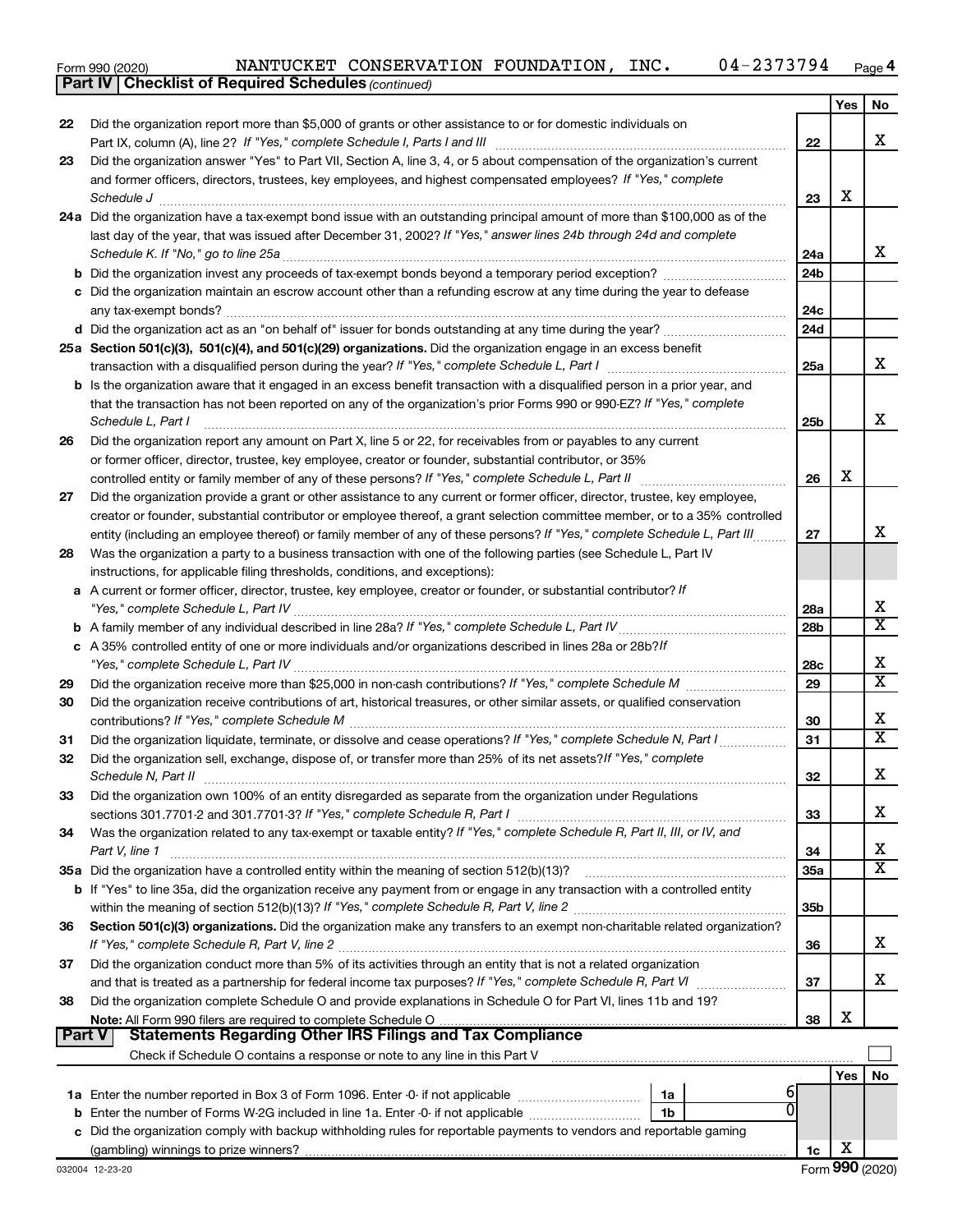Form 990 (2020) NANTUCKET CONSERVATION FOUNDATION, INC. 04-2373794 Page 4

**Part IV Checklist of Required Schedules** *(continued)*

| | | | Yes | No |
|---|---|---|---|---|
| 22 | Did the organization report more than $5,000 of grants or other assistance to or for domestic individuals on Part IX, column (A), line 2? *If "Yes," complete Schedule I, Parts I and III* | 22 | | X |
| 23 | Did the organization answer "Yes" to Part VII, Section A, line 3, 4, or 5 about compensation of the organization's current and former officers, directors, trustees, key employees, and highest compensated employees? *If "Yes," complete Schedule J* | 23 | X | |
| 24a | Did the organization have a tax-exempt bond issue with an outstanding principal amount of more than $100,000 as of the last day of the year, that was issued after December 31, 2002? *If "Yes," answer lines 24b through 24d and complete Schedule K. If "No," go to line 25a* | 24a | | X |
| b | Did the organization invest any proceeds of tax-exempt bonds beyond a temporary period exception? | 24b | | |
| c | Did the organization maintain an escrow account other than a refunding escrow at any time during the year to defease any tax-exempt bonds? | 24c | | |
| d | Did the organization act as an "on behalf of" issuer for bonds outstanding at any time during the year? | 24d | | |
| 25a | **Section 501(c)(3), 501(c)(4), and 501(c)(29) organizations.** Did the organization engage in an excess benefit transaction with a disqualified person during the year? *If "Yes," complete Schedule L, Part I* | 25a | | X |
| b | Is the organization aware that it engaged in an excess benefit transaction with a disqualified person in a prior year, and that the transaction has not been reported on any of the organization's prior Forms 990 or 990-EZ? *If "Yes," complete Schedule L, Part I* | 25b | | X |
| 26 | Did the organization report any amount on Part X, line 5 or 22, for receivables from or payables to any current or former officer, director, trustee, key employee, creator or founder, substantial contributor, or 35% controlled entity or family member of any of these persons? *If "Yes," complete Schedule L, Part II* | 26 | X | |
| 27 | Did the organization provide a grant or other assistance to any current or former officer, director, trustee, key employee, creator or founder, substantial contributor or employee thereof, a grant selection committee member, or to a 35% controlled entity (including an employee thereof) or family member of any of these persons? *If "Yes," complete Schedule L, Part III* | 27 | | X |
| 28 | Was the organization a party to a business transaction with one of the following parties (see Schedule L, Part IV instructions, for applicable filing thresholds, conditions, and exceptions): | | | |
| a | A current or former officer, director, trustee, key employee, creator or founder, or substantial contributor? *If "Yes," complete Schedule L, Part IV* | 28a | | X |
| b | A family member of any individual described in line 28a? *If "Yes," complete Schedule L, Part IV* | 28b | | X |
| c | A 35% controlled entity of one or more individuals and/or organizations described in lines 28a or 28b? *If "Yes," complete Schedule L, Part IV* | 28c | | X |
| 29 | Did the organization receive more than $25,000 in non-cash contributions? *If "Yes," complete Schedule M* | 29 | | X |
| 30 | Did the organization receive contributions of art, historical treasures, or other similar assets, or qualified conservation contributions? *If "Yes," complete Schedule M* | 30 | | X |
| 31 | Did the organization liquidate, terminate, or dissolve and cease operations? *If "Yes," complete Schedule N, Part I* | 31 | | X |
| 32 | Did the organization sell, exchange, dispose of, or transfer more than 25% of its net assets? *If "Yes," complete Schedule N, Part II* | 32 | | X |
| 33 | Did the organization own 100% of an entity disregarded as separate from the organization under Regulations sections 301.7701-2 and 301.7701-3? *If "Yes," complete Schedule R, Part I* | 33 | | X |
| 34 | Was the organization related to any tax-exempt or taxable entity? *If "Yes," complete Schedule R, Part II, III, or IV, and Part V, line 1* | 34 | | X |
| 35a | Did the organization have a controlled entity within the meaning of section 512(b)(13)? | 35a | | X |
| b | If "Yes" to line 35a, did the organization receive any payment from or engage in any transaction with a controlled entity within the meaning of section 512(b)(13)? *If "Yes," complete Schedule R, Part V, line 2* | 35b | | |
| 36 | **Section 501(c)(3) organizations.** Did the organization make any transfers to an exempt non-charitable related organization? *If "Yes," complete Schedule R, Part V, line 2* | 36 | | X |
| 37 | Did the organization conduct more than 5% of its activities through an entity that is not a related organization and that is treated as a partnership for federal income tax purposes? *If "Yes," complete Schedule R, Part VI* | 37 | | X |
| 38 | Did the organization complete Schedule O and provide explanations in Schedule O for Part VI, lines 11b and 19? **Note:** All Form 990 filers are required to complete Schedule O | 38 | X | |

**Part V Statements Regarding Other IRS Filings and Tax Compliance**

Check if Schedule O contains a response or note to any line in this Part V ☐

| | | | | | Yes | No |
|---|---|---|---|---|---|---|
| 1a | Enter the number reported in Box 3 of Form 1096. Enter -0- if not applicable | 1a | 6 | | | |
| b | Enter the number of Forms W-2G included in line 1a. Enter -0- if not applicable | 1b | 0 | | | |
| c | Did the organization comply with backup withholding rules for reportable payments to vendors and reportable gaming (gambling) winnings to prize winners? | | | 1c | X | |

032004 12-23-20 Form **990** (2020)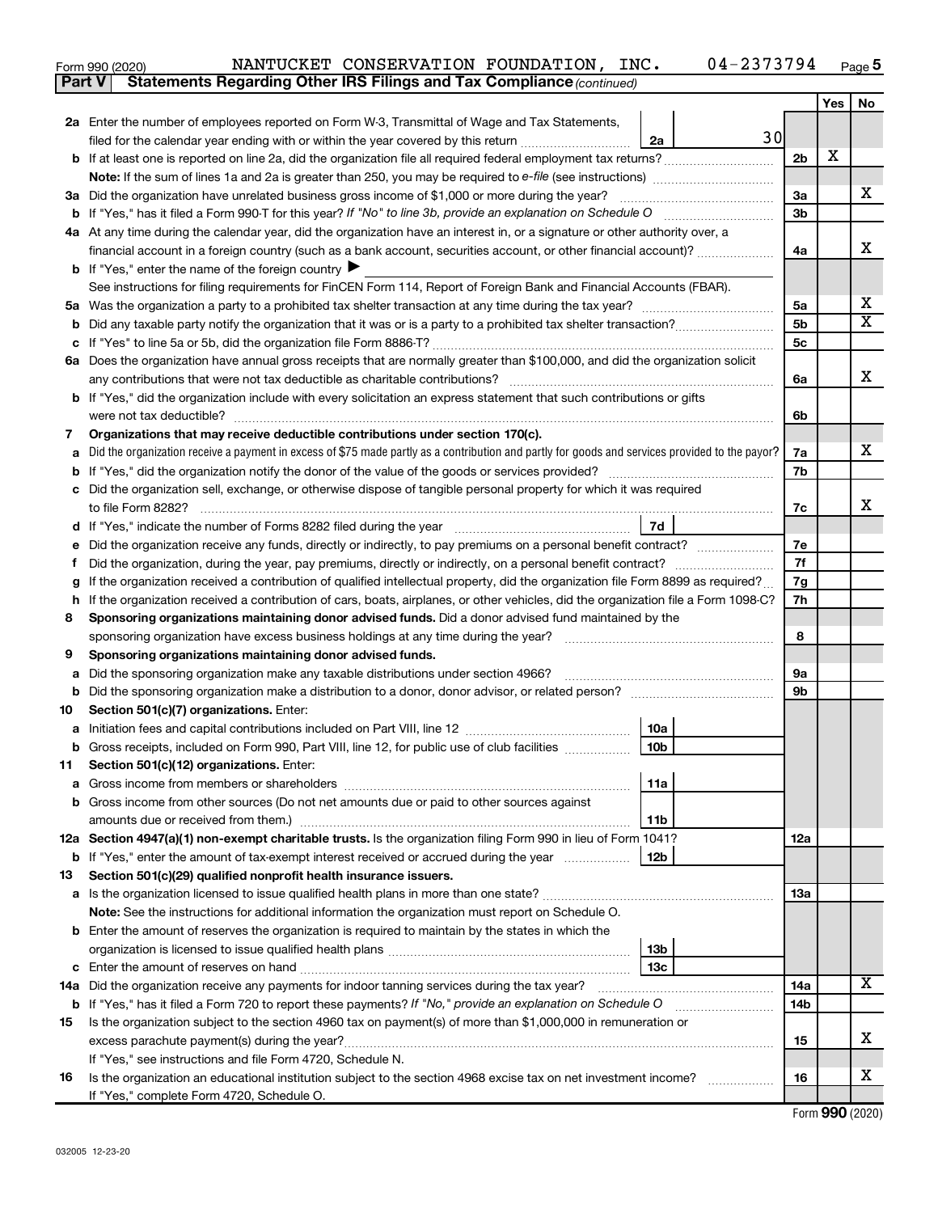Form 990 (2020) NANTUCKET CONSERVATION FOUNDATION, INC. 04-2373794 Page 5

**Part V Statements Regarding Other IRS Filings and Tax Compliance** *(continued)*

| | | | | | Yes | No |
|---|---|---|---|---|---|---|
| **2a** | Enter the number of employees reported on Form W-3, Transmittal of Wage and Tax Statements, filed for the calendar year ending with or within the year covered by this return | 2a | 30 | | | |
| **b** | If at least one is reported on line 2a, did the organization file all required federal employment tax returns? | | | 2b | X | |
| | **Note:** If the sum of lines 1a and 2a is greater than 250, you may be required to *e-file* (see instructions) | | | | | |
| **3a** | Did the organization have unrelated business gross income of $1,000 or more during the year? | | | 3a | | X |
| **b** | If "Yes," has it filed a Form 990-T for this year? *If "No" to line 3b, provide an explanation on Schedule O* | | | 3b | | |
| **4a** | At any time during the calendar year, did the organization have an interest in, or a signature or other authority over, a financial account in a foreign country (such as a bank account, securities account, or other financial account)? | | | 4a | | X |
| **b** | If "Yes," enter the name of the foreign country ▶ | | | | | |
| | See instructions for filing requirements for FinCEN Form 114, Report of Foreign Bank and Financial Accounts (FBAR). | | | | | |
| **5a** | Was the organization a party to a prohibited tax shelter transaction at any time during the tax year? | | | 5a | | X |
| **b** | Did any taxable party notify the organization that it was or is a party to a prohibited tax shelter transaction? | | | 5b | | X |
| **c** | If "Yes" to line 5a or 5b, did the organization file Form 8886-T? | | | 5c | | |
| **6a** | Does the organization have annual gross receipts that are normally greater than $100,000, and did the organization solicit any contributions that were not tax deductible as charitable contributions? | | | 6a | | X |
| **b** | If "Yes," did the organization include with every solicitation an express statement that such contributions or gifts were not tax deductible? | | | 6b | | |
| **7** | **Organizations that may receive deductible contributions under section 170(c).** | | | | | |
| **a** | Did the organization receive a payment in excess of $75 made partly as a contribution and partly for goods and services provided to the payor? | | | 7a | | X |
| **b** | If "Yes," did the organization notify the donor of the value of the goods or services provided? | | | 7b | | |
| **c** | Did the organization sell, exchange, or otherwise dispose of tangible personal property for which it was required to file Form 8282? | | | 7c | | X |
| **d** | If "Yes," indicate the number of Forms 8282 filed during the year | 7d | | | | |
| **e** | Did the organization receive any funds, directly or indirectly, to pay premiums on a personal benefit contract? | | | 7e | | |
| **f** | Did the organization, during the year, pay premiums, directly or indirectly, on a personal benefit contract? | | | 7f | | |
| **g** | If the organization received a contribution of qualified intellectual property, did the organization file Form 8899 as required? | | | 7g | | |
| **h** | If the organization received a contribution of cars, boats, airplanes, or other vehicles, did the organization file a Form 1098-C? | | | 7h | | |
| **8** | **Sponsoring organizations maintaining donor advised funds.** Did a donor advised fund maintained by the sponsoring organization have excess business holdings at any time during the year? | | | 8 | | |
| **9** | **Sponsoring organizations maintaining donor advised funds.** | | | | | |
| **a** | Did the sponsoring organization make any taxable distributions under section 4966? | | | 9a | | |
| **b** | Did the sponsoring organization make a distribution to a donor, donor advisor, or related person? | | | 9b | | |
| **10** | **Section 501(c)(7) organizations.** Enter: | | | | | |
| **a** | Initiation fees and capital contributions included on Part VIII, line 12 | 10a | | | | |
| **b** | Gross receipts, included on Form 990, Part VIII, line 12, for public use of club facilities | 10b | | | | |
| **11** | **Section 501(c)(12) organizations.** Enter: | | | | | |
| **a** | Gross income from members or shareholders | 11a | | | | |
| **b** | Gross income from other sources (Do not net amounts due or paid to other sources against amounts due or received from them.) | 11b | | | | |
| **12a** | **Section 4947(a)(1) non-exempt charitable trusts.** Is the organization filing Form 990 in lieu of Form 1041? | | | 12a | | |
| **b** | If "Yes," enter the amount of tax-exempt interest received or accrued during the year | 12b | | | | |
| **13** | **Section 501(c)(29) qualified nonprofit health insurance issuers.** | | | | | |
| **a** | Is the organization licensed to issue qualified health plans in more than one state? | | | 13a | | |
| | **Note:** See the instructions for additional information the organization must report on Schedule O. | | | | | |
| **b** | Enter the amount of reserves the organization is required to maintain by the states in which the organization is licensed to issue qualified health plans | 13b | | | | |
| **c** | Enter the amount of reserves on hand | 13c | | | | |
| **14a** | Did the organization receive any payments for indoor tanning services during the tax year? | | | 14a | | X |
| **b** | If "Yes," has it filed a Form 720 to report these payments? *If "No," provide an explanation on Schedule O* | | | 14b | | |
| **15** | Is the organization subject to the section 4960 tax on payment(s) of more than $1,000,000 in remuneration or excess parachute payment(s) during the year? | | | 15 | | X |
| | If "Yes," see instructions and file Form 4720, Schedule N. | | | | | |
| **16** | Is the organization an educational institution subject to the section 4968 excise tax on net investment income? | | | 16 | | X |
| | If "Yes," complete Form 4720, Schedule O. | | | | | |

Form **990** (2020)

032005 12-23-20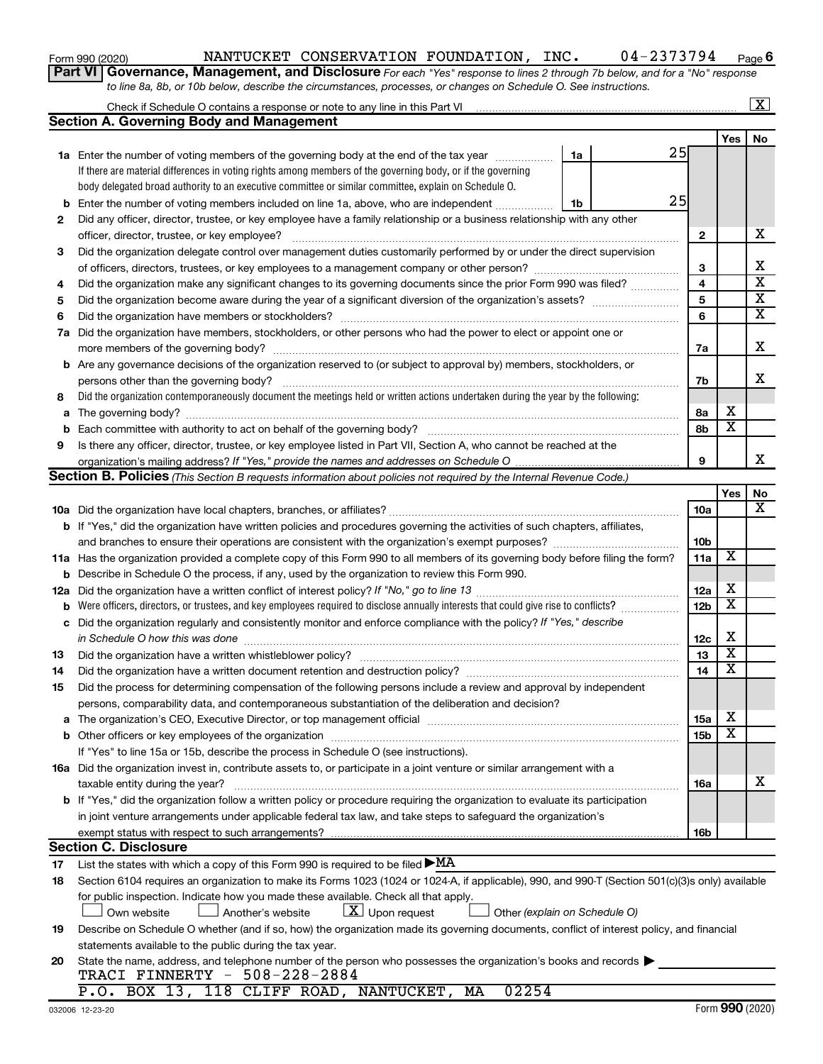Form 990 (2020) NANTUCKET CONSERVATION FOUNDATION, INC. 04-2373794 Page 6

**Part VI Governance, Management, and Disclosure** *For each "Yes" response to lines 2 through 7b below, and for a "No" response to line 8a, 8b, or 10b below, describe the circumstances, processes, or changes on Schedule O. See instructions.*

Check if Schedule O contains a response or note to any line in this Part VI .......... [X]

## Section A. Governing Body and Management

| | | Line | Yes | No |
|---|---|---|---|---|
| 1a | Enter the number of voting members of the governing body at the end of the tax year ... 1a: 25 | | | |
| | If there are material differences in voting rights among members of the governing body, or if the governing body delegated broad authority to an executive committee or similar committee, explain on Schedule O. | | | |
| b | Enter the number of voting members included on line 1a, above, who are independent ... 1b: 25 | | | |
| 2 | Did any officer, director, trustee, or key employee have a family relationship or a business relationship with any other officer, director, trustee, or key employee? | 2 | | X |
| 3 | Did the organization delegate control over management duties customarily performed by or under the direct supervision of officers, directors, trustees, or key employees to a management company or other person? | 3 | | X |
| 4 | Did the organization make any significant changes to its governing documents since the prior Form 990 was filed? | 4 | | X |
| 5 | Did the organization become aware during the year of a significant diversion of the organization's assets? | 5 | | X |
| 6 | Did the organization have members or stockholders? | 6 | | X |
| 7a | Did the organization have members, stockholders, or other persons who had the power to elect or appoint one or more members of the governing body? | 7a | | X |
| b | Are any governance decisions of the organization reserved to (or subject to approval by) members, stockholders, or persons other than the governing body? | 7b | | X |
| 8 | Did the organization contemporaneously document the meetings held or written actions undertaken during the year by the following: | | | |
| a | The governing body? | 8a | X | |
| b | Each committee with authority to act on behalf of the governing body? | 8b | X | |
| 9 | Is there any officer, director, trustee, or key employee listed in Part VII, Section A, who cannot be reached at the organization's mailing address? *If "Yes," provide the names and addresses on Schedule O* | 9 | | X |

## Section B. Policies *(This Section B requests information about policies not required by the Internal Revenue Code.)*

| | | Line | Yes | No |
|---|---|---|---|---|
| 10a | Did the organization have local chapters, branches, or affiliates? | 10a | | X |
| b | If "Yes," did the organization have written policies and procedures governing the activities of such chapters, affiliates, and branches to ensure their operations are consistent with the organization's exempt purposes? | 10b | | |
| 11a | Has the organization provided a complete copy of this Form 990 to all members of its governing body before filing the form? | 11a | X | |
| b | Describe in Schedule O the process, if any, used by the organization to review this Form 990. | | | |
| 12a | Did the organization have a written conflict of interest policy? *If "No," go to line 13* | 12a | X | |
| b | Were officers, directors, or trustees, and key employees required to disclose annually interests that could give rise to conflicts? | 12b | X | |
| c | Did the organization regularly and consistently monitor and enforce compliance with the policy? *If "Yes," describe in Schedule O how this was done* | 12c | X | |
| 13 | Did the organization have a written whistleblower policy? | 13 | X | |
| 14 | Did the organization have a written document retention and destruction policy? | 14 | X | |
| 15 | Did the process for determining compensation of the following persons include a review and approval by independent persons, comparability data, and contemporaneous substantiation of the deliberation and decision? | | | |
| a | The organization's CEO, Executive Director, or top management official | 15a | X | |
| b | Other officers or key employees of the organization | 15b | X | |
| | If "Yes" to line 15a or 15b, describe the process in Schedule O (see instructions). | | | |
| 16a | Did the organization invest in, contribute assets to, or participate in a joint venture or similar arrangement with a taxable entity during the year? | 16a | | X |
| b | If "Yes," did the organization follow a written policy or procedure requiring the organization to evaluate its participation in joint venture arrangements under applicable federal tax law, and take steps to safeguard the organization's exempt status with respect to such arrangements? | 16b | | |

## Section C. Disclosure

17 List the states with which a copy of this Form 990 is required to be filed ▶MA

18 Section 6104 requires an organization to make its Forms 1023 (1024 or 1024-A, if applicable), 990, and 990-T (Section 501(c)(3)s only) available for public inspection. Indicate how you made these available. Check all that apply.

[ ] Own website [ ] Another's website [X] Upon request [ ] Other *(explain on Schedule O)*

19 Describe on Schedule O whether (and if so, how) the organization made its governing documents, conflict of interest policy, and financial statements available to the public during the tax year.

20 State the name, address, and telephone number of the person who possesses the organization's books and records ▶

TRACI FINNERTY - 508-228-2884
P.O. BOX 13, 118 CLIFF ROAD, NANTUCKET, MA 02254

032006 12-23-20 Form **990** (2020)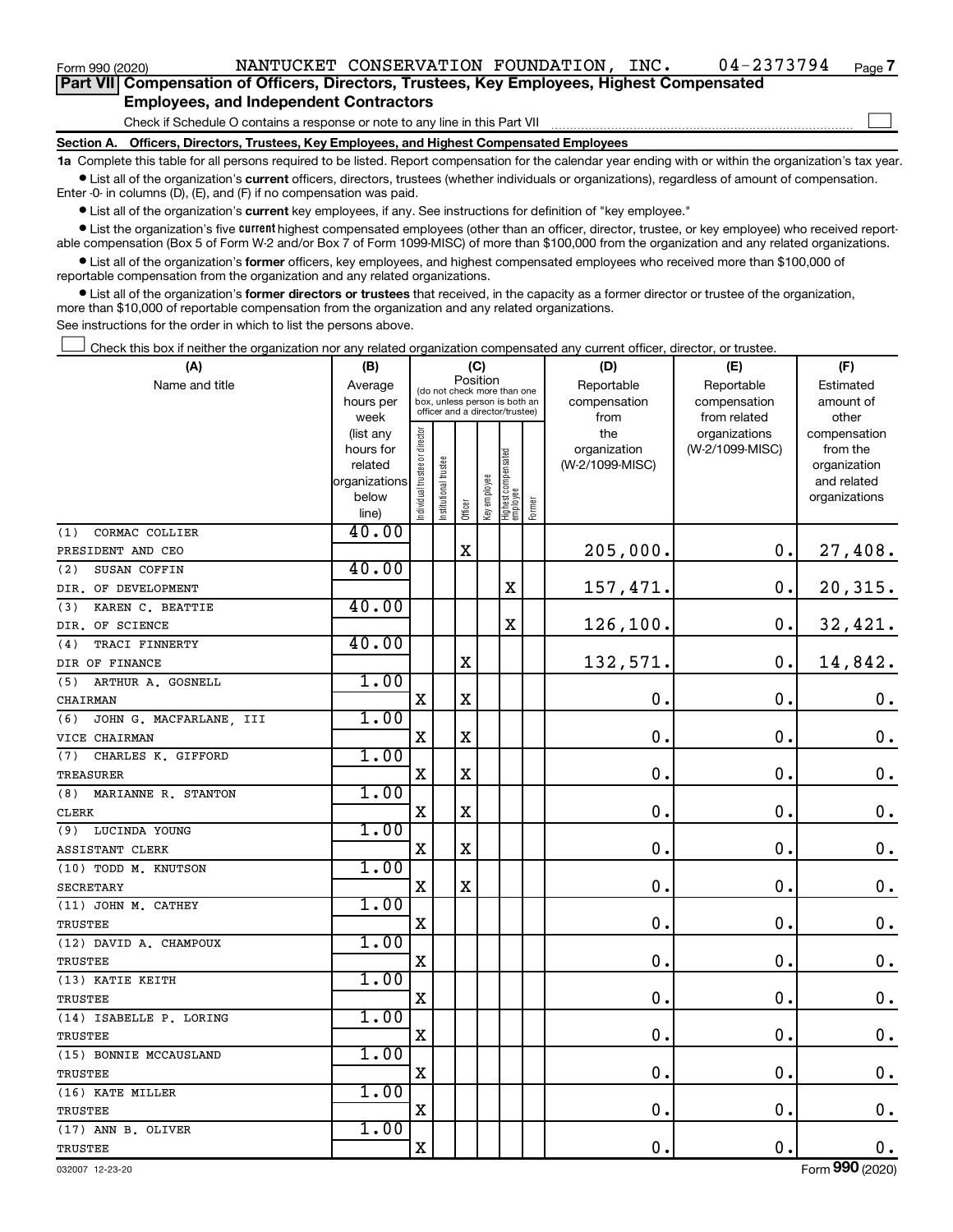Form 990 (2020) NANTUCKET CONSERVATION FOUNDATION, INC. 04-2373794 Page 7

**Part VII Compensation of Officers, Directors, Trustees, Key Employees, Highest Compensated Employees, and Independent Contractors**

Check if Schedule O contains a response or note to any line in this Part VII

**Section A. Officers, Directors, Trustees, Key Employees, and Highest Compensated Employees**

**1a** Complete this table for all persons required to be listed. Report compensation for the calendar year ending with or within the organization's tax year.

- List all of the organization's **current** officers, directors, trustees (whether individuals or organizations), regardless of amount of compensation. Enter -0- in columns (D), (E), and (F) if no compensation was paid.
- List all of the organization's **current** key employees, if any. See instructions for definition of "key employee."
- List the organization's five **current** highest compensated employees (other than an officer, director, trustee, or key employee) who received reportable compensation (Box 5 of Form W-2 and/or Box 7 of Form 1099-MISC) of more than $100,000 from the organization and any related organizations.
- List all of the organization's **former** officers, key employees, and highest compensated employees who received more than $100,000 of reportable compensation from the organization and any related organizations.
- List all of the organization's **former directors or trustees** that received, in the capacity as a former director or trustee of the organization, more than $10,000 of reportable compensation from the organization and any related organizations.

See instructions for the order in which to list the persons above.

Check this box if neither the organization nor any related organization compensated any current officer, director, or trustee.

| (A) Name and title | (B) Average hours per week (list any hours for related organizations below line) | (C) Position: Individual trustee or director | Institutional trustee | Officer | Key employee | Highest compensated employee | Former | (D) Reportable compensation from the organization (W-2/1099-MISC) | (E) Reportable compensation from related organizations (W-2/1099-MISC) | (F) Estimated amount of other compensation from the organization and related organizations |
|---|---|---|---|---|---|---|---|---|---|---|
| (1) CORMAC COLLIER<br>PRESIDENT AND CEO | 40.00 | | | X | | | | 205,000. | 0. | 27,408. |
| (2) SUSAN COFFIN<br>DIR. OF DEVELOPMENT | 40.00 | | | | | X | | 157,471. | 0. | 20,315. |
| (3) KAREN C. BEATTIE<br>DIR. OF SCIENCE | 40.00 | | | | | X | | 126,100. | 0. | 32,421. |
| (4) TRACI FINNERTY<br>DIR OF FINANCE | 40.00 | | | X | | | | 132,571. | 0. | 14,842. |
| (5) ARTHUR A. GOSNELL<br>CHAIRMAN | 1.00 | X | | X | | | | 0. | 0. | 0. |
| (6) JOHN G. MACFARLANE, III<br>VICE CHAIRMAN | 1.00 | X | | X | | | | 0. | 0. | 0. |
| (7) CHARLES K. GIFFORD<br>TREASURER | 1.00 | X | | X | | | | 0. | 0. | 0. |
| (8) MARIANNE R. STANTON<br>CLERK | 1.00 | X | | X | | | | 0. | 0. | 0. |
| (9) LUCINDA YOUNG<br>ASSISTANT CLERK | 1.00 | X | | X | | | | 0. | 0. | 0. |
| (10) TODD M. KNUTSON<br>SECRETARY | 1.00 | X | | X | | | | 0. | 0. | 0. |
| (11) JOHN M. CATHEY<br>TRUSTEE | 1.00 | X | | | | | | 0. | 0. | 0. |
| (12) DAVID A. CHAMPOUX<br>TRUSTEE | 1.00 | X | | | | | | 0. | 0. | 0. |
| (13) KATIE KEITH<br>TRUSTEE | 1.00 | X | | | | | | 0. | 0. | 0. |
| (14) ISABELLE P. LORING<br>TRUSTEE | 1.00 | X | | | | | | 0. | 0. | 0. |
| (15) BONNIE MCCAUSLAND<br>TRUSTEE | 1.00 | X | | | | | | 0. | 0. | 0. |
| (16) KATE MILLER<br>TRUSTEE | 1.00 | X | | | | | | 0. | 0. | 0. |
| (17) ANN B. OLIVER<br>TRUSTEE | 1.00 | X | | | | | | 0. | 0. | 0. |

032007 12-23-20 Form **990** (2020)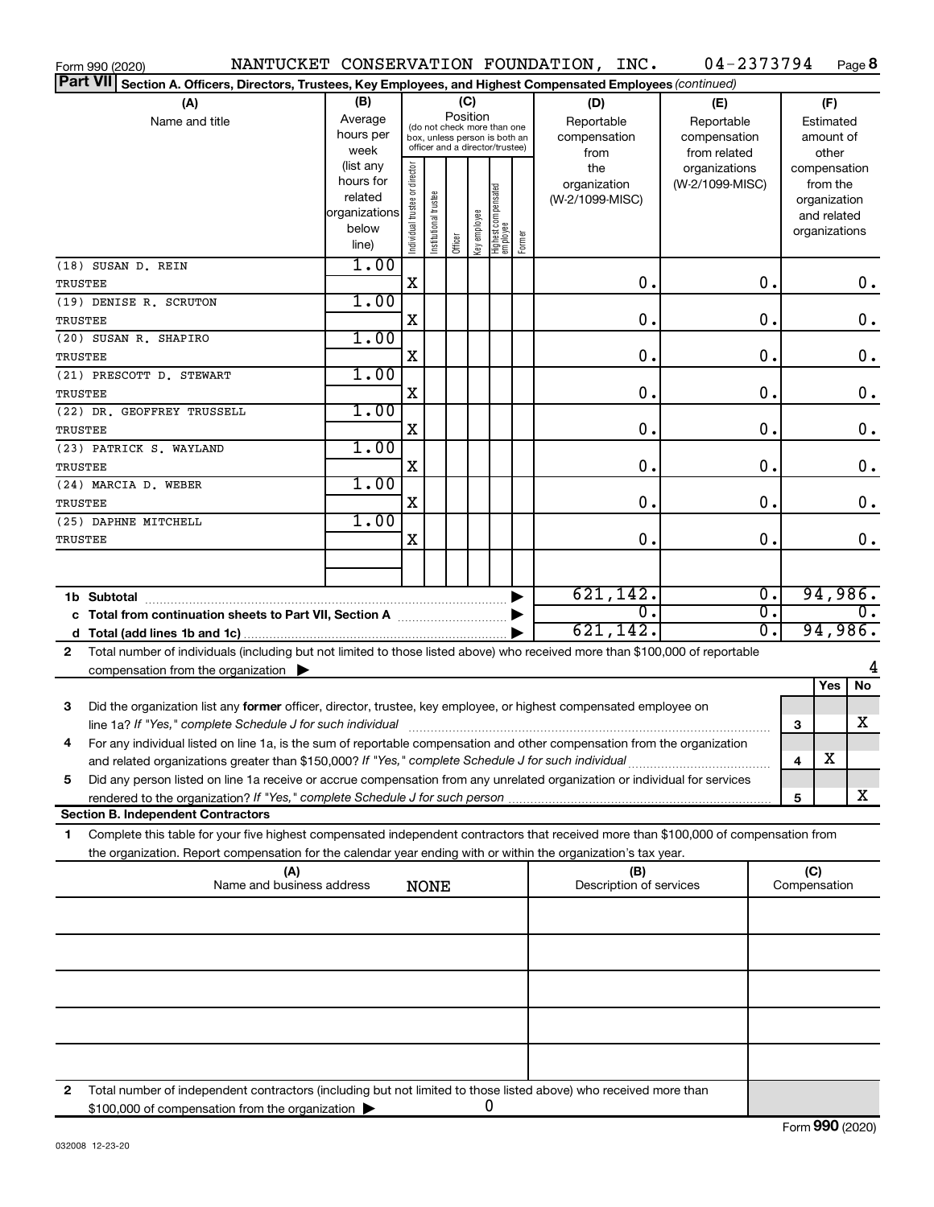Form 990 (2020) NANTUCKET CONSERVATION FOUNDATION, INC. 04-2373794 Page **8**

**Part VII** **Section A. Officers, Directors, Trustees, Key Employees, and Highest Compensated Employees** *(continued)*

| (A) Name and title | (B) Average hours per week (list any hours for related organizations below line) | (C) Position: Individual trustee or director | Institutional trustee | Officer | Key employee | Highest compensated employee | Former | (D) Reportable compensation from the organization (W-2/1099-MISC) | (E) Reportable compensation from related organizations (W-2/1099-MISC) | (F) Estimated amount of other compensation from the organization and related organizations |
|---|---|---|---|---|---|---|---|---|---|---|
| (18) SUSAN D. REIN<br>TRUSTEE | 1.00 | X | | | | | | 0. | 0. | 0. |
| (19) DENISE R. SCRUTON<br>TRUSTEE | 1.00 | X | | | | | | 0. | 0. | 0. |
| (20) SUSAN R. SHAPIRO<br>TRUSTEE | 1.00 | X | | | | | | 0. | 0. | 0. |
| (21) PRESCOTT D. STEWART<br>TRUSTEE | 1.00 | X | | | | | | 0. | 0. | 0. |
| (22) DR. GEOFFREY TRUSSELL<br>TRUSTEE | 1.00 | X | | | | | | 0. | 0. | 0. |
| (23) PATRICK S. WAYLAND<br>TRUSTEE | 1.00 | X | | | | | | 0. | 0. | 0. |
| (24) MARCIA D. WEBER<br>TRUSTEE | 1.00 | X | | | | | | 0. | 0. | 0. |
| (25) DAPHNE MITCHELL<br>TRUSTEE | 1.00 | X | | | | | | 0. | 0. | 0. |
| | | | | | | | | | | |
| **1b Subtotal** | | | | | | | | 621,142. | 0. | 94,986. |
| **c Total from continuation sheets to Part VII, Section A** | | | | | | | | 0. | 0. | 0. |
| **d Total (add lines 1b and 1c)** | | | | | | | | 621,142. | 0. | 94,986. |

**2** Total number of individuals (including but not limited to those listed above) who received more than $100,000 of reportable compensation from the organization ▶ 4

| | | Yes | No |
|---|---|---|---|
| **3** Did the organization list any **former** officer, director, trustee, key employee, or highest compensated employee on line 1a? *If "Yes," complete Schedule J for such individual* | 3 | | X |
| **4** For any individual listed on line 1a, is the sum of reportable compensation and other compensation from the organization and related organizations greater than $150,000? *If "Yes," complete Schedule J for such individual* | 4 | X | |
| **5** Did any person listed on line 1a receive or accrue compensation from any unrelated organization or individual for services rendered to the organization? *If "Yes," complete Schedule J for such person* | 5 | | X |

**Section B. Independent Contractors**

**1** Complete this table for your five highest compensated independent contractors that received more than $100,000 of compensation from the organization. Report compensation for the calendar year ending with or within the organization's tax year.

| (A) Name and business address | (B) Description of services | (C) Compensation |
|---|---|---|
| NONE | | |
| | | |
| | | |
| | | |
| | | |
| | | |

**2** Total number of independent contractors (including but not limited to those listed above) who received more than $100,000 of compensation from the organization ▶ 0

032008 12-23-20

Form **990** (2020)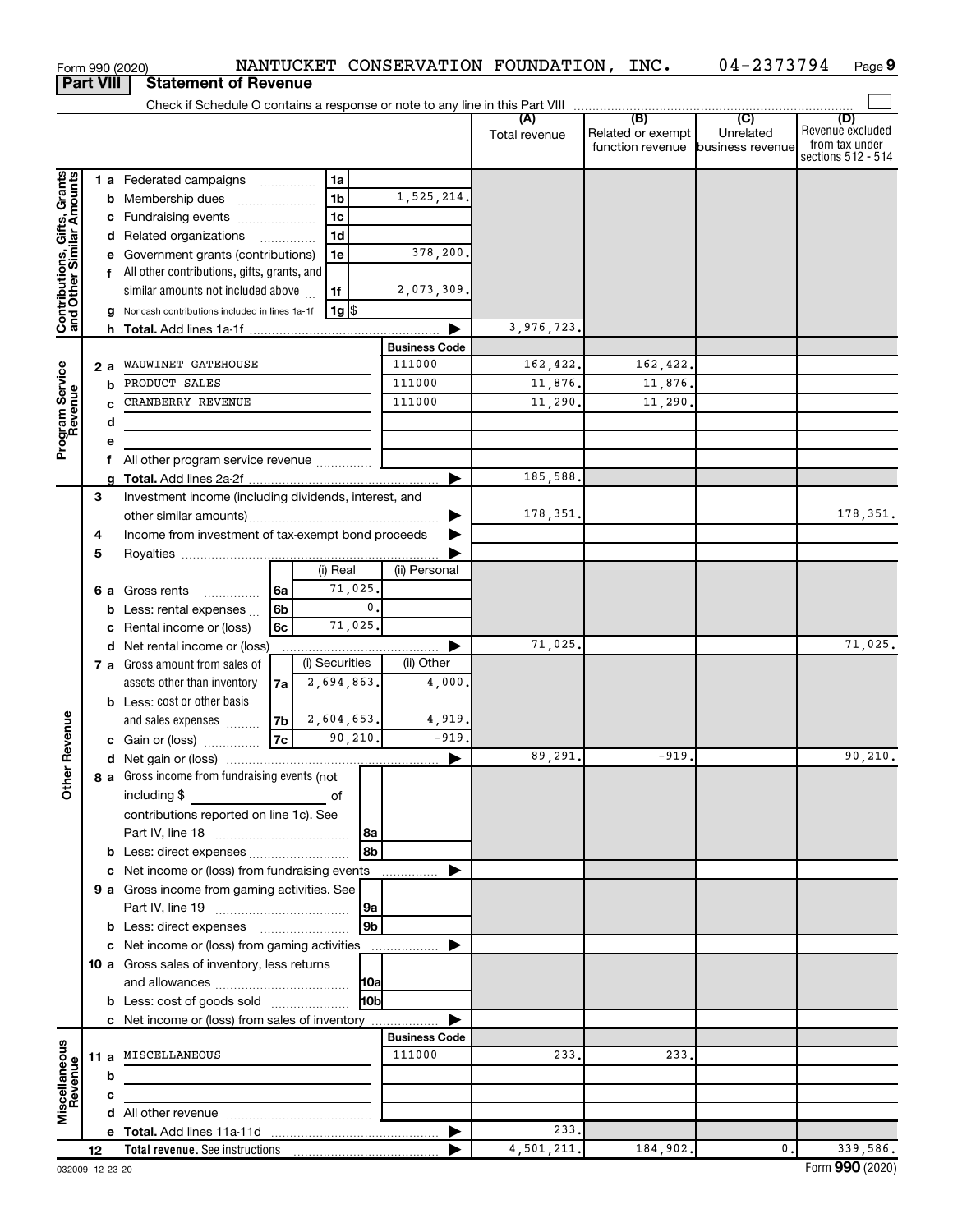Form 990 (2020) NANTUCKET CONSERVATION FOUNDATION, INC. 04-2373794 Page 9

**Part VIII Statement of Revenue**

Check if Schedule O contains a response or note to any line in this Part VIII

| | | | | (A) Total revenue | (B) Related or exempt function revenue | (C) Unrelated business revenue | (D) Revenue excluded from tax under sections 512 - 514 |
|---|---|---|---|---|---|---|---|
| **Contributions, Gifts, Grants and Other Similar Amounts** | 1 a Federated campaigns | 1a | | | | | |
| | b Membership dues | 1b | 1,525,214. | | | | |
| | c Fundraising events | 1c | | | | | |
| | d Related organizations | 1d | | | | | |
| | e Government grants (contributions) | 1e | 378,200. | | | | |
| | f All other contributions, gifts, grants, and similar amounts not included above | 1f | 2,073,309. | | | | |
| | g Noncash contributions included in lines 1a-1f | 1g $ | | | | | |
| | h **Total.** Add lines 1a-1f | | | 3,976,723. | | | |
| **Program Service Revenue** | | | Business Code | | | | |
| | 2 a WAUWINET GATEHOUSE | | 111000 | 162,422. | 162,422. | | |
| | b PRODUCT SALES | | 111000 | 11,876. | 11,876. | | |
| | c CRANBERRY REVENUE | | 111000 | 11,290. | 11,290. | | |
| | d | | | | | | |
| | e | | | | | | |
| | f All other program service revenue | | | | | | |
| | g **Total.** Add lines 2a-2f | | | 185,588. | | | |
| **Other Revenue** | 3 Investment income (including dividends, interest, and other similar amounts) | | | 178,351. | | | 178,351. |
| | 4 Income from investment of tax-exempt bond proceeds | | | | | | |
| | 5 Royalties | | | | | | |
| | | (i) Real | (ii) Personal | | | | |
| | 6 a Gross rents (6a) | 71,025. | | | | | |
| | b Less: rental expenses (6b) | 0. | | | | | |
| | c Rental income or (loss) (6c) | 71,025. | | | | | |
| | d Net rental income or (loss) | | | 71,025. | | | 71,025. |
| | | (i) Securities | (ii) Other | | | | |
| | 7 a Gross amount from sales of assets other than inventory (7a) | 2,694,863. | 4,000. | | | | |
| | b Less: cost or other basis and sales expenses (7b) | 2,604,653. | 4,919. | | | | |
| | c Gain or (loss) (7c) | 90,210. | -919. | | | | |
| | d Net gain or (loss) | | | 89,291. | -919. | | 90,210. |
| | 8 a Gross income from fundraising events (not including $ ___ of contributions reported on line 1c). See Part IV, line 18 | 8a | | | | | |
| | b Less: direct expenses | 8b | | | | | |
| | c Net income or (loss) from fundraising events | | | | | | |
| | 9 a Gross income from gaming activities. See Part IV, line 19 | 9a | | | | | |
| | b Less: direct expenses | 9b | | | | | |
| | c Net income or (loss) from gaming activities | | | | | | |
| | 10 a Gross sales of inventory, less returns and allowances | 10a | | | | | |
| | b Less: cost of goods sold | 10b | | | | | |
| | c Net income or (loss) from sales of inventory | | | | | | |
| **Miscellaneous Revenue** | | | Business Code | | | | |
| | 11 a MISCELLANEOUS | | 111000 | 233. | 233. | | |
| | b | | | | | | |
| | c | | | | | | |
| | d All other revenue | | | | | | |
| | e **Total.** Add lines 11a-11d | | | 233. | | | |
| | 12 **Total revenue.** See instructions | | | 4,501,211. | 184,902. | 0. | 339,586. |

032009 12-23-20 Form **990** (2020)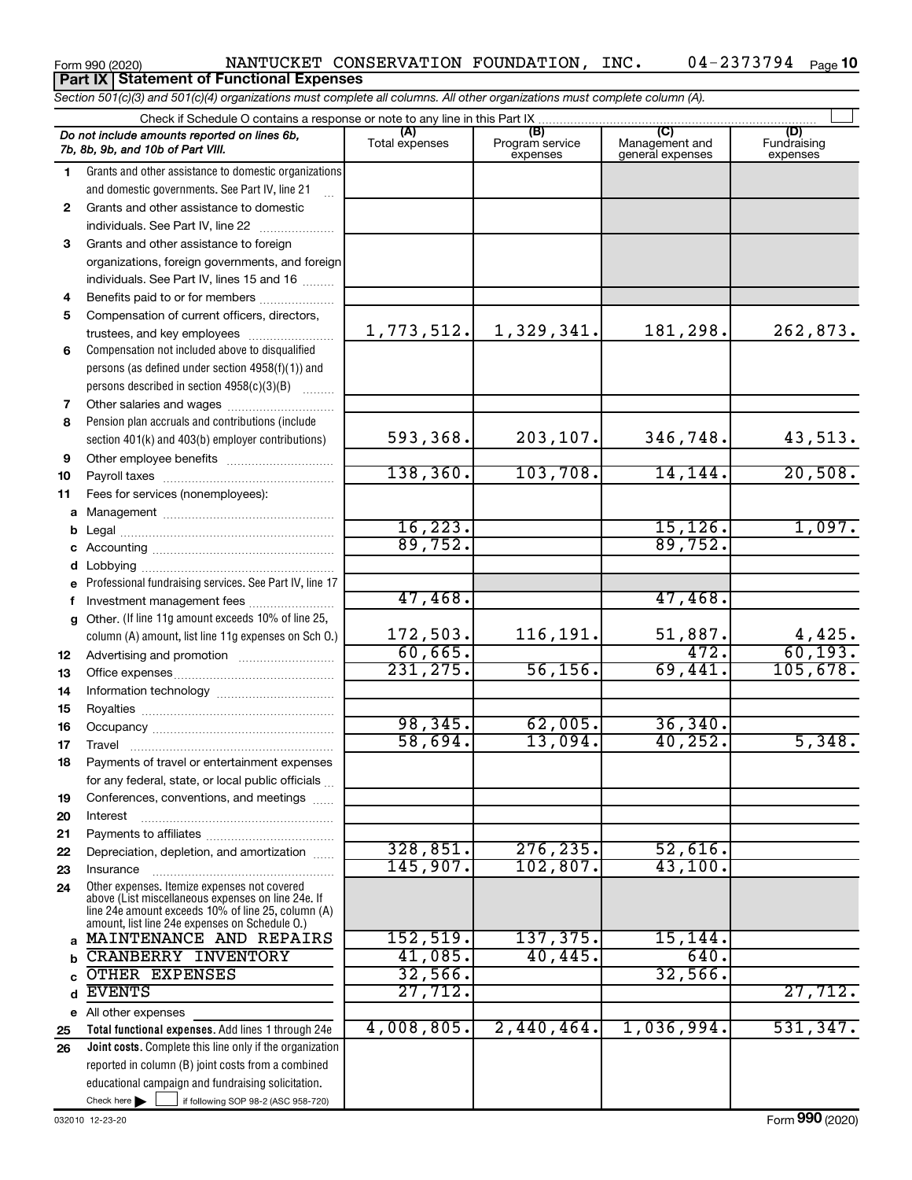Form 990 (2020) NANTUCKET CONSERVATION FOUNDATION, INC. 04-2373794

**Part IX Statement of Functional Expenses**

*Section 501(c)(3) and 501(c)(4) organizations must complete all columns. All other organizations must complete column (A).*

Check if Schedule O contains a response or note to any line in this Part IX

| | *Do not include amounts reported on lines 6b, 7b, 8b, 9b, and 10b of Part VIII.* | (A) Total expenses | (B) Program service expenses | (C) Management and general expenses | (D) Fundraising expenses |
|---|---|---|---|---|---|
| 1 | Grants and other assistance to domestic organizations and domestic governments. See Part IV, line 21 | | | | |
| 2 | Grants and other assistance to domestic individuals. See Part IV, line 22 | | | | |
| 3 | Grants and other assistance to foreign organizations, foreign governments, and foreign individuals. See Part IV, lines 15 and 16 | | | | |
| 4 | Benefits paid to or for members | | | | |
| 5 | Compensation of current officers, directors, trustees, and key employees | 1,773,512. | 1,329,341. | 181,298. | 262,873. |
| 6 | Compensation not included above to disqualified persons (as defined under section 4958(f)(1)) and persons described in section 4958(c)(3)(B) | | | | |
| 7 | Other salaries and wages | | | | |
| 8 | Pension plan accruals and contributions (include section 401(k) and 403(b) employer contributions) | 593,368. | 203,107. | 346,748. | 43,513. |
| 9 | Other employee benefits | | | | |
| 10 | Payroll taxes | 138,360. | 103,708. | 14,144. | 20,508. |
| 11 | Fees for services (nonemployees): | | | | |
| a | Management | | | | |
| b | Legal | 16,223. | | 15,126. | 1,097. |
| c | Accounting | 89,752. | | 89,752. | |
| d | Lobbying | | | | |
| e | Professional fundraising services. See Part IV, line 17 | | | | |
| f | Investment management fees | 47,468. | | 47,468. | |
| g | Other. (If line 11g amount exceeds 10% of line 25, column (A) amount, list line 11g expenses on Sch O.) | 172,503. | 116,191. | 51,887. | 4,425. |
| 12 | Advertising and promotion | 60,665. | | 472. | 60,193. |
| 13 | Office expenses | 231,275. | 56,156. | 69,441. | 105,678. |
| 14 | Information technology | | | | |
| 15 | Royalties | | | | |
| 16 | Occupancy | 98,345. | 62,005. | 36,340. | |
| 17 | Travel | 58,694. | 13,094. | 40,252. | 5,348. |
| 18 | Payments of travel or entertainment expenses for any federal, state, or local public officials | | | | |
| 19 | Conferences, conventions, and meetings | | | | |
| 20 | Interest | | | | |
| 21 | Payments to affiliates | | | | |
| 22 | Depreciation, depletion, and amortization | 328,851. | 276,235. | 52,616. | |
| 23 | Insurance | 145,907. | 102,807. | 43,100. | |
| 24 | Other expenses. Itemize expenses not covered above (List miscellaneous expenses on line 24e. If line 24e amount exceeds 10% of line 25, column (A) amount, list line 24e expenses on Schedule O.) | | | | |
| a | MAINTENANCE AND REPAIRS | 152,519. | 137,375. | 15,144. | |
| b | CRANBERRY INVENTORY | 41,085. | 40,445. | 640. | |
| c | OTHER EXPENSES | 32,566. | | 32,566. | |
| d | EVENTS | 27,712. | | | 27,712. |
| e | All other expenses | | | | |
| 25 | **Total functional expenses.** Add lines 1 through 24e | 4,008,805. | 2,440,464. | 1,036,994. | 531,347. |
| 26 | **Joint costs.** Complete this line only if the organization reported in column (B) joint costs from a combined educational campaign and fundraising solicitation. Check here if following SOP 98-2 (ASC 958-720) | | | | |

032010 12-23-20 Form 990 (2020)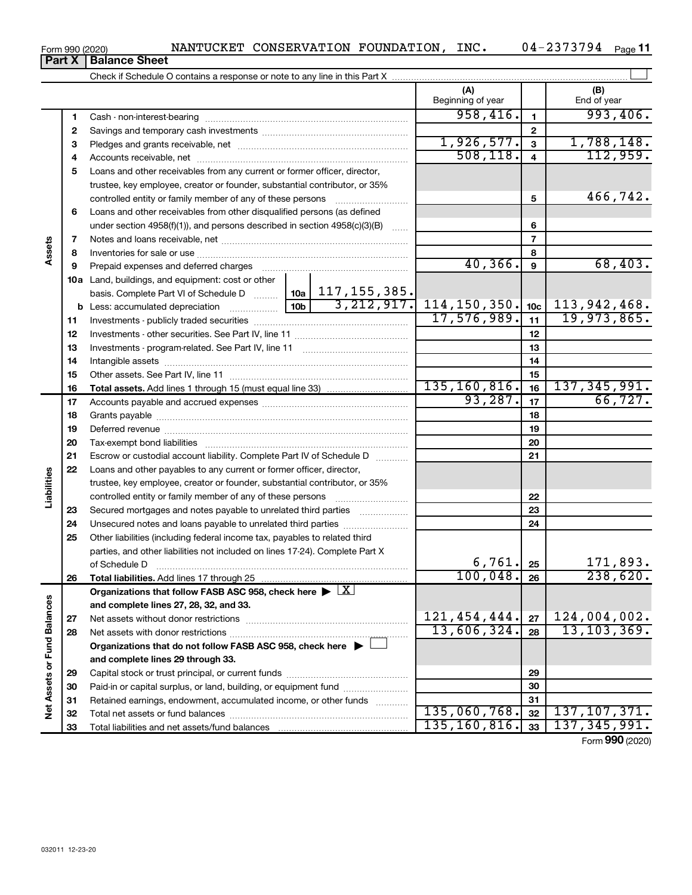Form 990 (2020) NANTUCKET CONSERVATION FOUNDATION, INC. 04-2373794 Page 11

**Part X Balance Sheet**

Check if Schedule O contains a response or note to any line in this Part X

| | | | (A) Beginning of year | | (B) End of year |
|---|---|---|---|---|---|
| Assets | 1 | Cash - non-interest-bearing | 958,416. | 1 | 993,406. |
| | 2 | Savings and temporary cash investments | | 2 | |
| | 3 | Pledges and grants receivable, net | 1,926,577. | 3 | 1,788,148. |
| | 4 | Accounts receivable, net | 508,118. | 4 | 112,959. |
| | 5 | Loans and other receivables from any current or former officer, director, trustee, key employee, creator or founder, substantial contributor, or 35% controlled entity or family member of any of these persons | | 5 | 466,742. |
| | 6 | Loans and other receivables from other disqualified persons (as defined under section 4958(f)(1)), and persons described in section 4958(c)(3)(B) | | 6 | |
| | 7 | Notes and loans receivable, net | | 7 | |
| | 8 | Inventories for sale or use | | 8 | |
| | 9 | Prepaid expenses and deferred charges | 40,366. | 9 | 68,403. |
| | 10a | Land, buildings, and equipment: cost or other basis. Complete Part VI of Schedule D ... 10a 117,155,385. | | | |
| | b | Less: accumulated depreciation ... 10b 3,212,917. | 114,150,350. | 10c | 113,942,468. |
| | 11 | Investments - publicly traded securities | 17,576,989. | 11 | 19,973,865. |
| | 12 | Investments - other securities. See Part IV, line 11 | | 12 | |
| | 13 | Investments - program-related. See Part IV, line 11 | | 13 | |
| | 14 | Intangible assets | | 14 | |
| | 15 | Other assets. See Part IV, line 11 | | 15 | |
| | 16 | **Total assets.** Add lines 1 through 15 (must equal line 33) | 135,160,816. | 16 | 137,345,991. |
| Liabilities | 17 | Accounts payable and accrued expenses | 93,287. | 17 | 66,727. |
| | 18 | Grants payable | | 18 | |
| | 19 | Deferred revenue | | 19 | |
| | 20 | Tax-exempt bond liabilities | | 20 | |
| | 21 | Escrow or custodial account liability. Complete Part IV of Schedule D | | 21 | |
| | 22 | Loans and other payables to any current or former officer, director, trustee, key employee, creator or founder, substantial contributor, or 35% controlled entity or family member of any of these persons | | 22 | |
| | 23 | Secured mortgages and notes payable to unrelated third parties | | 23 | |
| | 24 | Unsecured notes and loans payable to unrelated third parties | | 24 | |
| | 25 | Other liabilities (including federal income tax, payables to related third parties, and other liabilities not included on lines 17-24). Complete Part X of Schedule D | 6,761. | 25 | 171,893. |
| | 26 | **Total liabilities.** Add lines 17 through 25 | 100,048. | 26 | 238,620. |
| Net Assets or Fund Balances | | **Organizations that follow FASB ASC 958, check here** ▶ [X] **and complete lines 27, 28, 32, and 33.** | | | |
| | 27 | Net assets without donor restrictions | 121,454,444. | 27 | 124,004,002. |
| | 28 | Net assets with donor restrictions | 13,606,324. | 28 | 13,103,369. |
| | | **Organizations that do not follow FASB ASC 958, check here** ▶ [ ] **and complete lines 29 through 33.** | | | |
| | 29 | Capital stock or trust principal, or current funds | | 29 | |
| | 30 | Paid-in or capital surplus, or land, building, or equipment fund | | 30 | |
| | 31 | Retained earnings, endowment, accumulated income, or other funds | | 31 | |
| | 32 | Total net assets or fund balances | 135,060,768. | 32 | 137,107,371. |
| | 33 | Total liabilities and net assets/fund balances | 135,160,816. | 33 | 137,345,991. |

Form **990** (2020)

032011 12-23-20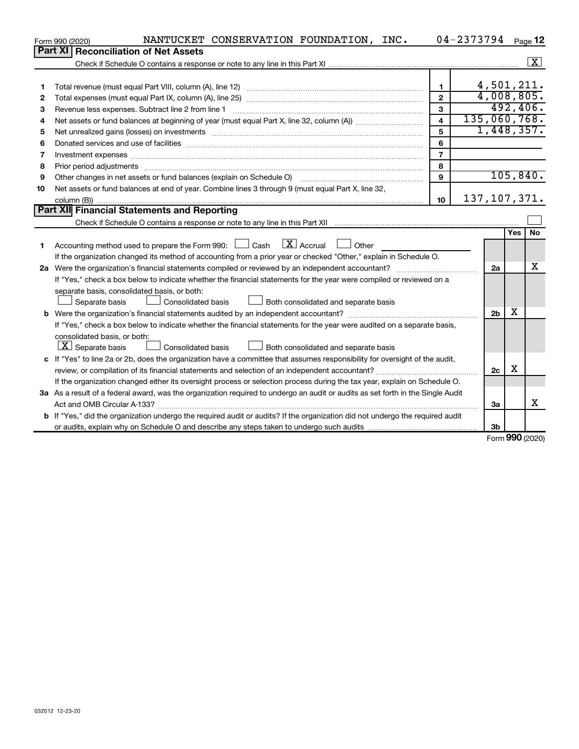Form 990 (2020) NANTUCKET CONSERVATION FOUNDATION, INC. 04-2373794

## Part XI Reconciliation of Net Assets

Check if Schedule O contains a response or note to any line in this Part XI ..... [X]

| | | | |
|---|---|---|---|
| 1 | Total revenue (must equal Part VIII, column (A), line 12) | 1 | 4,501,211. |
| 2 | Total expenses (must equal Part IX, column (A), line 25) | 2 | 4,008,805. |
| 3 | Revenue less expenses. Subtract line 2 from line 1 | 3 | 492,406. |
| 4 | Net assets or fund balances at beginning of year (must equal Part X, line 32, column (A)) | 4 | 135,060,768. |
| 5 | Net unrealized gains (losses) on investments | 5 | 1,448,357. |
| 6 | Donated services and use of facilities | 6 | |
| 7 | Investment expenses | 7 | |
| 8 | Prior period adjustments | 8 | |
| 9 | Other changes in net assets or fund balances (explain on Schedule O) | 9 | 105,840. |
| 10 | Net assets or fund balances at end of year. Combine lines 3 through 9 (must equal Part X, line 32, column (B)) | 10 | 137,107,371. |

## Part XII Financial Statements and Reporting

Check if Schedule O contains a response or note to any line in this Part XII ..... [ ]

| | | | Yes | No |
|---|---|---|---|---|
| 1 | Accounting method used to prepare the Form 990: [ ] Cash [X] Accrual [ ] Other<br>If the organization changed its method of accounting from a prior year or checked "Other," explain in Schedule O. | | | |
| 2a | Were the organization's financial statements compiled or reviewed by an independent accountant? | 2a | | X |
| | If "Yes," check a box below to indicate whether the financial statements for the year were compiled or reviewed on a separate basis, consolidated basis, or both:<br>[ ] Separate basis [ ] Consolidated basis [ ] Both consolidated and separate basis | | | |
| b | Were the organization's financial statements audited by an independent accountant? | 2b | X | |
| | If "Yes," check a box below to indicate whether the financial statements for the year were audited on a separate basis, consolidated basis, or both:<br>[X] Separate basis [ ] Consolidated basis [ ] Both consolidated and separate basis | | | |
| c | If "Yes" to line 2a or 2b, does the organization have a committee that assumes responsibility for oversight of the audit, review, or compilation of its financial statements and selection of an independent accountant? | 2c | X | |
| | If the organization changed either its oversight process or selection process during the tax year, explain on Schedule O. | | | |
| 3a | As a result of a federal award, was the organization required to undergo an audit or audits as set forth in the Single Audit Act and OMB Circular A-133? | 3a | | X |
| b | If "Yes," did the organization undergo the required audit or audits? If the organization did not undergo the required audit or audits, explain why on Schedule O and describe any steps taken to undergo such audits | 3b | | |

Form 990 (2020)

032012 12-23-20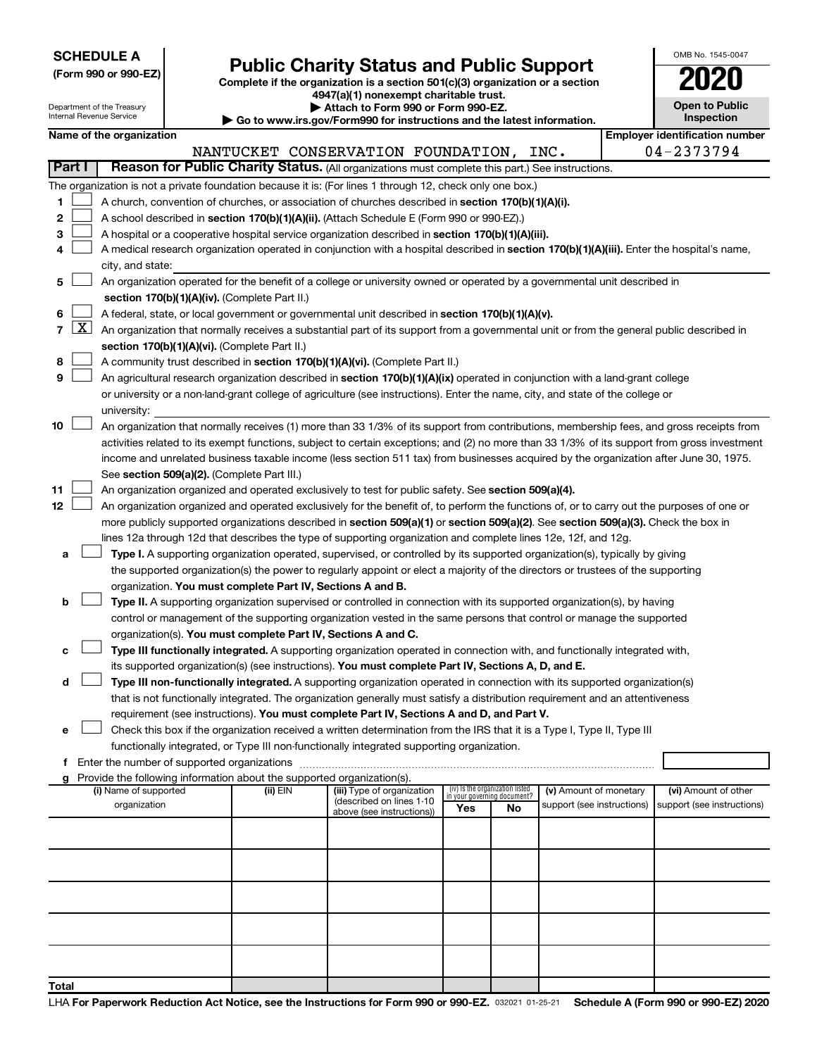**SCHEDULE A**
**(Form 990 or 990-EZ)**

Department of the Treasury
Internal Revenue Service

# Public Charity Status and Public Support

**Complete if the organization is a section 501(c)(3) organization or a section 4947(a)(1) nonexempt charitable trust.**
**▶ Attach to Form 990 or Form 990-EZ.**
**▶ Go to www.irs.gov/Form990 for instructions and the latest information.**

OMB No. 1545-0047
**2020**
**Open to Public Inspection**

**Name of the organization**: NANTUCKET CONSERVATION FOUNDATION, INC.
**Employer identification number**: 04-2373794

**Part I** **Reason for Public Charity Status.** (All organizations must complete this part.) See instructions.

The organization is not a private foundation because it is: (For lines 1 through 12, check only one box.)

1 ☐ A church, convention of churches, or association of churches described in **section 170(b)(1)(A)(i).**

2 ☐ A school described in **section 170(b)(1)(A)(ii).** (Attach Schedule E (Form 990 or 990-EZ).)

3 ☐ A hospital or a cooperative hospital service organization described in **section 170(b)(1)(A)(iii).**

4 ☐ A medical research organization operated in conjunction with a hospital described in **section 170(b)(1)(A)(iii).** Enter the hospital's name, city, and state:

5 ☐ An organization operated for the benefit of a college or university owned or operated by a governmental unit described in **section 170(b)(1)(A)(iv).** (Complete Part II.)

6 ☐ A federal, state, or local government or governmental unit described in **section 170(b)(1)(A)(v).**

7 ☒ An organization that normally receives a substantial part of its support from a governmental unit or from the general public described in **section 170(b)(1)(A)(vi).** (Complete Part II.)

8 ☐ A community trust described in **section 170(b)(1)(A)(vi).** (Complete Part II.)

9 ☐ An agricultural research organization described in **section 170(b)(1)(A)(ix)** operated in conjunction with a land-grant college or university or a non-land-grant college of agriculture (see instructions). Enter the name, city, and state of the college or university:

10 ☐ An organization that normally receives (1) more than 33 1/3% of its support from contributions, membership fees, and gross receipts from activities related to its exempt functions, subject to certain exceptions; and (2) no more than 33 1/3% of its support from gross investment income and unrelated business taxable income (less section 511 tax) from businesses acquired by the organization after June 30, 1975. See **section 509(a)(2).** (Complete Part III.)

11 ☐ An organization organized and operated exclusively to test for public safety. See **section 509(a)(4).**

12 ☐ An organization organized and operated exclusively for the benefit of, to perform the functions of, or to carry out the purposes of one or more publicly supported organizations described in **section 509(a)(1)** or **section 509(a)(2)**. See **section 509(a)(3).** Check the box in lines 12a through 12d that describes the type of supporting organization and complete lines 12e, 12f, and 12g.

a ☐ **Type I.** A supporting organization operated, supervised, or controlled by its supported organization(s), typically by giving the supported organization(s) the power to regularly appoint or elect a majority of the directors or trustees of the supporting organization. **You must complete Part IV, Sections A and B.**

b ☐ **Type II.** A supporting organization supervised or controlled in connection with its supported organization(s), by having control or management of the supporting organization vested in the same persons that control or manage the supported organization(s). **You must complete Part IV, Sections A and C.**

c ☐ **Type III functionally integrated.** A supporting organization operated in connection with, and functionally integrated with, its supported organization(s) (see instructions). **You must complete Part IV, Sections A, D, and E.**

d ☐ **Type III non-functionally integrated.** A supporting organization operated in connection with its supported organization(s) that is not functionally integrated. The organization generally must satisfy a distribution requirement and an attentiveness requirement (see instructions). **You must complete Part IV, Sections A and D, and Part V.**

e ☐ Check this box if the organization received a written determination from the IRS that it is a Type I, Type II, Type III functionally integrated, or Type III non-functionally integrated supporting organization.

f Enter the number of supported organizations

g Provide the following information about the supported organization(s).

| (i) Name of supported organization | (ii) EIN | (iii) Type of organization (described on lines 1-10 above (see instructions)) | (iv) Is the organization listed in your governing document? Yes | No | (v) Amount of monetary support (see instructions) | (vi) Amount of other support (see instructions) |
|---|---|---|---|---|---|---|
| | | | | | | |
| | | | | | | |
| | | | | | | |
| | | | | | | |
| | | | | | | |
| **Total** | | | | | | |

LHA **For Paperwork Reduction Act Notice, see the Instructions for Form 990 or 990-EZ.** 032021 01-25-21 **Schedule A (Form 990 or 990-EZ) 2020**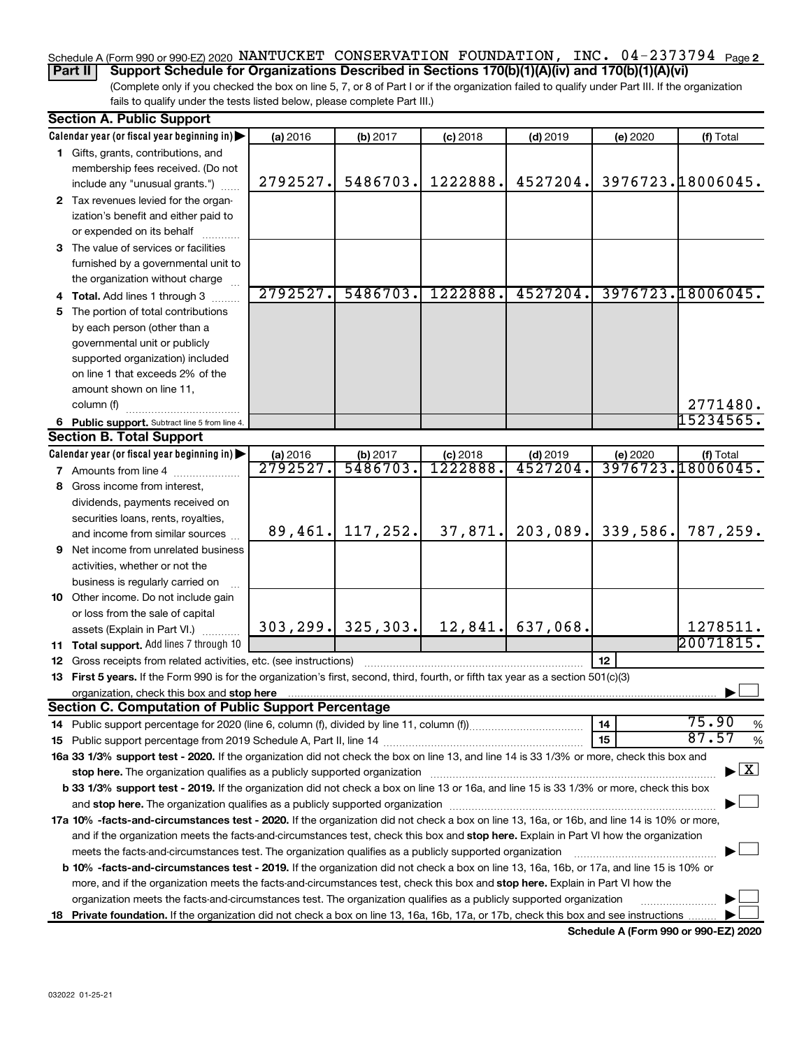Schedule A (Form 990 or 990-EZ) 2020 NANTUCKET CONSERVATION FOUNDATION, INC. 04-2373794 Page 2

**Part II Support Schedule for Organizations Described in Sections 170(b)(1)(A)(iv) and 170(b)(1)(A)(vi)**

(Complete only if you checked the box on line 5, 7, or 8 of Part I or if the organization failed to qualify under Part III. If the organization fails to qualify under the tests listed below, please complete Part III.)

**Section A. Public Support**

| Calendar year (or fiscal year beginning in) | (a) 2016 | (b) 2017 | (c) 2018 | (d) 2019 | (e) 2020 | (f) Total |
|---|---|---|---|---|---|---|
| 1 Gifts, grants, contributions, and membership fees received. (Do not include any "unusual grants.") | 2792527. | 5486703. | 1222888. | 4527204. | 3976723. | 18006045. |
| 2 Tax revenues levied for the organization's benefit and either paid to or expended on its behalf | | | | | | |
| 3 The value of services or facilities furnished by a governmental unit to the organization without charge | | | | | | |
| 4 **Total.** Add lines 1 through 3 | 2792527. | 5486703. | 1222888. | 4527204. | 3976723. | 18006045. |
| 5 The portion of total contributions by each person (other than a governmental unit or publicly supported organization) included on line 1 that exceeds 2% of the amount shown on line 11, column (f) | | | | | | 2771480. |
| 6 **Public support.** Subtract line 5 from line 4. | | | | | | 15234565. |

**Section B. Total Support**

| Calendar year (or fiscal year beginning in) | (a) 2016 | (b) 2017 | (c) 2018 | (d) 2019 | (e) 2020 | (f) Total |
|---|---|---|---|---|---|---|
| 7 Amounts from line 4 | 2792527. | 5486703. | 1222888. | 4527204. | 3976723. | 18006045. |
| 8 Gross income from interest, dividends, payments received on securities loans, rents, royalties, and income from similar sources | 89,461. | 117,252. | 37,871. | 203,089. | 339,586. | 787,259. |
| 9 Net income from unrelated business activities, whether or not the business is regularly carried on | | | | | | |
| 10 Other income. Do not include gain or loss from the sale of capital assets (Explain in Part VI.) | 303,299. | 325,303. | 12,841. | 637,068. | | 1278511. |
| 11 **Total support.** Add lines 7 through 10 | | | | | | 20071815. |

12 Gross receipts from related activities, etc. (see instructions) | 12 |

13 **First 5 years.** If the Form 990 is for the organization's first, second, third, fourth, or fifth tax year as a section 501(c)(3) organization, check this box and **stop here** ☐

**Section C. Computation of Public Support Percentage**

14 Public support percentage for 2020 (line 6, column (f), divided by line 11, column (f)) | 14 | 75.90 %

15 Public support percentage from 2019 Schedule A, Part II, line 14 | 15 | 87.57 %

**16a 33 1/3% support test - 2020.** If the organization did not check the box on line 13, and line 14 is 33 1/3% or more, check this box and **stop here.** The organization qualifies as a publicly supported organization ☒

**b 33 1/3% support test - 2019.** If the organization did not check a box on line 13 or 16a, and line 15 is 33 1/3% or more, check this box and **stop here.** The organization qualifies as a publicly supported organization ☐

**17a 10% -facts-and-circumstances test - 2020.** If the organization did not check a box on line 13, 16a, or 16b, and line 14 is 10% or more, and if the organization meets the facts-and-circumstances test, check this box and **stop here.** Explain in Part VI how the organization meets the facts-and-circumstances test. The organization qualifies as a publicly supported organization ☐

**b 10% -facts-and-circumstances test - 2019.** If the organization did not check a box on line 13, 16a, 16b, or 17a, and line 15 is 10% or more, and if the organization meets the facts-and-circumstances test, check this box and **stop here.** Explain in Part VI how the organization meets the facts-and-circumstances test. The organization qualifies as a publicly supported organization ☐

**18 Private foundation.** If the organization did not check a box on line 13, 16a, 16b, 17a, or 17b, check this box and see instructions ☐

**Schedule A (Form 990 or 990-EZ) 2020**

032022 01-25-21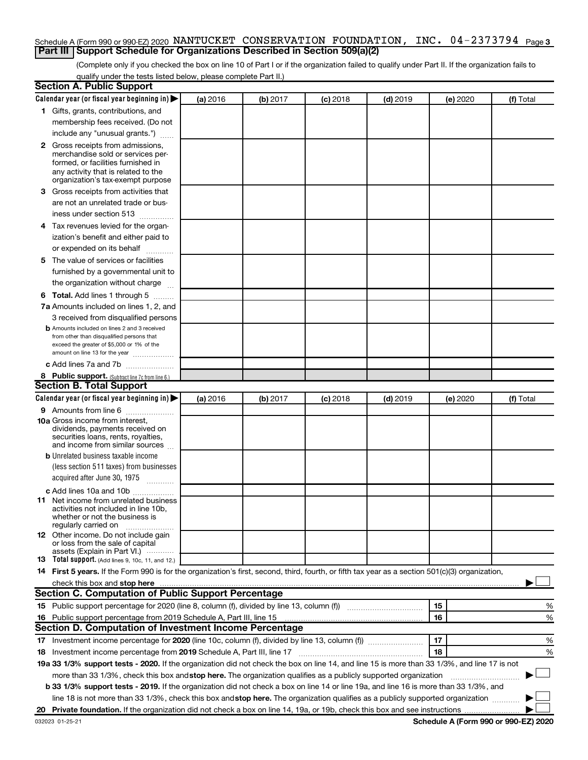Schedule A (Form 990 or 990-EZ) 2020 NANTUCKET CONSERVATION FOUNDATION, INC. 04-2373794 Page 3

## Part III Support Schedule for Organizations Described in Section 509(a)(2)

(Complete only if you checked the box on line 10 of Part I or if the organization failed to qualify under Part II. If the organization fails to qualify under the tests listed below, please complete Part II.)

### Section A. Public Support

| Calendar year (or fiscal year beginning in) ▶ | (a) 2016 | (b) 2017 | (c) 2018 | (d) 2019 | (e) 2020 | (f) Total |
|---|---|---|---|---|---|---|
| **1** Gifts, grants, contributions, and membership fees received. (Do not include any "unusual grants.") | | | | | | |
| **2** Gross receipts from admissions, merchandise sold or services performed, or facilities furnished in any activity that is related to the organization's tax-exempt purpose | | | | | | |
| **3** Gross receipts from activities that are not an unrelated trade or business under section 513 | | | | | | |
| **4** Tax revenues levied for the organization's benefit and either paid to or expended on its behalf | | | | | | |
| **5** The value of services or facilities furnished by a governmental unit to the organization without charge | | | | | | |
| **6 Total.** Add lines 1 through 5 | | | | | | |
| **7a** Amounts included on lines 1, 2, and 3 received from disqualified persons | | | | | | |
| **b** Amounts included on lines 2 and 3 received from other than disqualified persons that exceed the greater of $5,000 or 1% of the amount on line 13 for the year | | | | | | |
| **c** Add lines 7a and 7b | | | | | | |
| **8 Public support.** (Subtract line 7c from line 6.) | | | | | | |

### Section B. Total Support

| Calendar year (or fiscal year beginning in) ▶ | (a) 2016 | (b) 2017 | (c) 2018 | (d) 2019 | (e) 2020 | (f) Total |
|---|---|---|---|---|---|---|
| **9** Amounts from line 6 | | | | | | |
| **10a** Gross income from interest, dividends, payments received on securities loans, rents, royalties, and income from similar sources | | | | | | |
| **b** Unrelated business taxable income (less section 511 taxes) from businesses acquired after June 30, 1975 | | | | | | |
| **c** Add lines 10a and 10b | | | | | | |
| **11** Net income from unrelated business activities not included in line 10b, whether or not the business is regularly carried on | | | | | | |
| **12** Other income. Do not include gain or loss from the sale of capital assets (Explain in Part VI.) | | | | | | |
| **13 Total support.** (Add lines 9, 10c, 11, and 12.) | | | | | | |

**14 First 5 years.** If the Form 990 is for the organization's first, second, third, fourth, or fifth tax year as a section 501(c)(3) organization, check this box and **stop here** ▶ ☐

### Section C. Computation of Public Support Percentage

| | | | |
|---|---|---|---|
| **15** Public support percentage for 2020 (line 8, column (f), divided by line 13, column (f)) | 15 | | % |
| **16** Public support percentage from 2019 Schedule A, Part III, line 15 | 16 | | % |

### Section D. Computation of Investment Income Percentage

| | | | |
|---|---|---|---|
| **17** Investment income percentage for **2020** (line 10c, column (f), divided by line 13, column (f)) | 17 | | % |
| **18** Investment income percentage from **2019** Schedule A, Part III, line 17 | 18 | | % |

**19a 33 1/3% support tests - 2020.** If the organization did not check the box on line 14, and line 15 is more than 33 1/3%, and line 17 is not more than 33 1/3%, check this box and **stop here.** The organization qualifies as a publicly supported organization ▶ ☐

**b 33 1/3% support tests - 2019.** If the organization did not check a box on line 14 or line 19a, and line 16 is more than 33 1/3%, and line 18 is not more than 33 1/3%, check this box and **stop here.** The organization qualifies as a publicly supported organization ▶ ☐

**20 Private foundation.** If the organization did not check a box on line 14, 19a, or 19b, check this box and see instructions ▶ ☐

032023 01-25-21 **Schedule A (Form 990 or 990-EZ) 2020**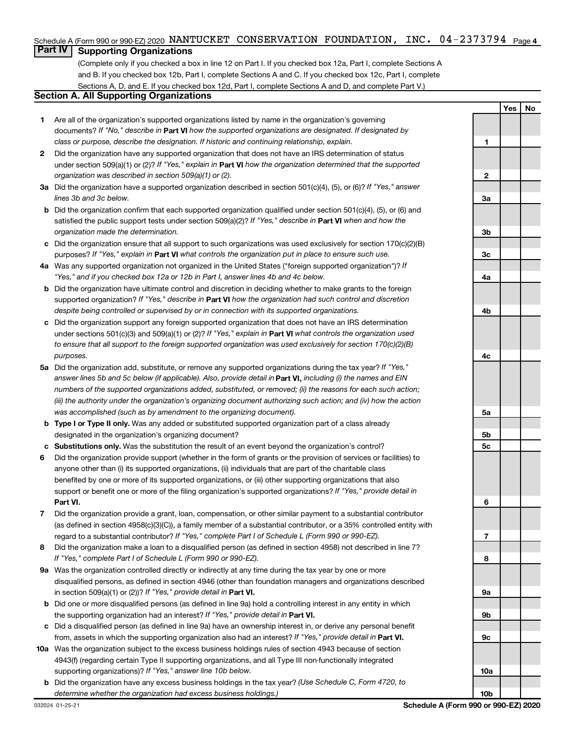Schedule A (Form 990 or 990-EZ) 2020 NANTUCKET CONSERVATION FOUNDATION, INC. 04-2373794 Page 4

## Part IV Supporting Organizations

(Complete only if you checked a box in line 12 on Part I. If you checked box 12a, Part I, complete Sections A and B. If you checked box 12b, Part I, complete Sections A and C. If you checked box 12c, Part I, complete Sections A, D, and E. If you checked box 12d, Part I, complete Sections A and D, and complete Part V.)

### Section A. All Supporting Organizations

| | | | Yes | No |
|---|---|---|---|---|
| 1 | Are all of the organization's supported organizations listed by name in the organization's governing documents? *If "No," describe in* **Part VI** *how the supported organizations are designated. If designated by class or purpose, describe the designation. If historic and continuing relationship, explain.* | 1 | | |
| 2 | Did the organization have any supported organization that does not have an IRS determination of status under section 509(a)(1) or (2)? *If "Yes," explain in* **Part VI** *how the organization determined that the supported organization was described in section 509(a)(1) or (2).* | 2 | | |
| 3a | Did the organization have a supported organization described in section 501(c)(4), (5), or (6)? *If "Yes," answer lines 3b and 3c below.* | 3a | | |
| b | Did the organization confirm that each supported organization qualified under section 501(c)(4), (5), or (6) and satisfied the public support tests under section 509(a)(2)? *If "Yes," describe in* **Part VI** *when and how the organization made the determination.* | 3b | | |
| c | Did the organization ensure that all support to such organizations was used exclusively for section 170(c)(2)(B) purposes? *If "Yes," explain in* **Part VI** *what controls the organization put in place to ensure such use.* | 3c | | |
| 4a | Was any supported organization not organized in the United States ("foreign supported organization")? *If "Yes," and if you checked box 12a or 12b in Part I, answer lines 4b and 4c below.* | 4a | | |
| b | Did the organization have ultimate control and discretion in deciding whether to make grants to the foreign supported organization? *If "Yes," describe in* **Part VI** *how the organization had such control and discretion despite being controlled or supervised by or in connection with its supported organizations.* | 4b | | |
| c | Did the organization support any foreign supported organization that does not have an IRS determination under sections 501(c)(3) and 509(a)(1) or (2)? *If "Yes," explain in* **Part VI** *what controls the organization used to ensure that all support to the foreign supported organization was used exclusively for section 170(c)(2)(B) purposes.* | 4c | | |
| 5a | Did the organization add, substitute, or remove any supported organizations during the tax year? *If "Yes," answer lines 5b and 5c below (if applicable). Also, provide detail in* **Part VI,** *including (i) the names and EIN numbers of the supported organizations added, substituted, or removed; (ii) the reasons for each such action; (iii) the authority under the organization's organizing document authorizing such action; and (iv) how the action was accomplished (such as by amendment to the organizing document).* | 5a | | |
| b | **Type I or Type II only.** Was any added or substituted supported organization part of a class already designated in the organization's organizing document? | 5b | | |
| c | **Substitutions only.** Was the substitution the result of an event beyond the organization's control? | 5c | | |
| 6 | Did the organization provide support (whether in the form of grants or the provision of services or facilities) to anyone other than (i) its supported organizations, (ii) individuals that are part of the charitable class benefited by one or more of its supported organizations, or (iii) other supporting organizations that also support or benefit one or more of the filing organization's supported organizations? *If "Yes," provide detail in* **Part VI.** | 6 | | |
| 7 | Did the organization provide a grant, loan, compensation, or other similar payment to a substantial contributor (as defined in section 4958(c)(3)(C)), a family member of a substantial contributor, or a 35% controlled entity with regard to a substantial contributor? *If "Yes," complete Part I of Schedule L (Form 990 or 990-EZ).* | 7 | | |
| 8 | Did the organization make a loan to a disqualified person (as defined in section 4958) not described in line 7? *If "Yes," complete Part I of Schedule L (Form 990 or 990-EZ).* | 8 | | |
| 9a | Was the organization controlled directly or indirectly at any time during the tax year by one or more disqualified persons, as defined in section 4946 (other than foundation managers and organizations described in section 509(a)(1) or (2))? *If "Yes," provide detail in* **Part VI.** | 9a | | |
| b | Did one or more disqualified persons (as defined in line 9a) hold a controlling interest in any entity in which the supporting organization had an interest? *If "Yes," provide detail in* **Part VI.** | 9b | | |
| c | Did a disqualified person (as defined in line 9a) have an ownership interest in, or derive any personal benefit from, assets in which the supporting organization also had an interest? *If "Yes," provide detail in* **Part VI.** | 9c | | |
| 10a | Was the organization subject to the excess business holdings rules of section 4943 because of section 4943(f) (regarding certain Type II supporting organizations, and all Type III non-functionally integrated supporting organizations)? *If "Yes," answer line 10b below.* | 10a | | |
| b | Did the organization have any excess business holdings in the tax year? *(Use Schedule C, Form 4720, to determine whether the organization had excess business holdings.)* | 10b | | |

032024 01-25-21 **Schedule A (Form 990 or 990-EZ) 2020**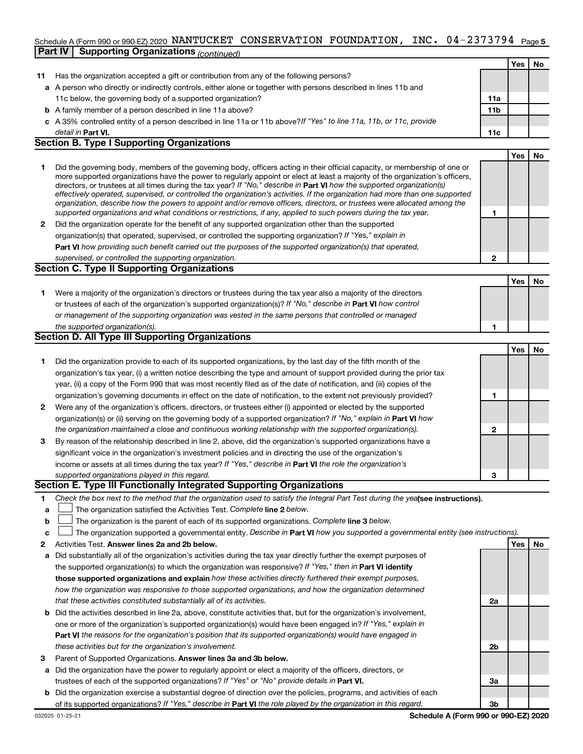Schedule A (Form 990 or 990-EZ) 2020 NANTUCKET CONSERVATION FOUNDATION, INC. 04-2373794 Page 5

**Part IV | Supporting Organizations** *(continued)*

| | | | Yes | No |
|---|---|---|---|---|
| **11** | Has the organization accepted a gift or contribution from any of the following persons? | | | |
| **a** | A person who directly or indirectly controls, either alone or together with persons described in lines 11b and 11c below, the governing body of a supported organization? | **11a** | | |
| **b** | A family member of a person described in line 11a above? | **11b** | | |
| **c** | A 35% controlled entity of a person described in line 11a or 11b above? *If "Yes" to line 11a, 11b, or 11c, provide detail in* **Part VI.** | **11c** | | |

## Section B. Type I Supporting Organizations

| | | | Yes | No |
|---|---|---|---|---|
| **1** | Did the governing body, members of the governing body, officers acting in their official capacity, or membership of one or more supported organizations have the power to regularly appoint or elect at least a majority of the organization's officers, directors, or trustees at all times during the tax year? *If "No," describe in* **Part VI** *how the supported organization(s) effectively operated, supervised, or controlled the organization's activities. If the organization had more than one supported organization, describe how the powers to appoint and/or remove officers, directors, or trustees were allocated among the supported organizations and what conditions or restrictions, if any, applied to such powers during the tax year.* | **1** | | |
| **2** | Did the organization operate for the benefit of any supported organization other than the supported organization(s) that operated, supervised, or controlled the supporting organization? *If "Yes," explain in* **Part VI** *how providing such benefit carried out the purposes of the supported organization(s) that operated, supervised, or controlled the supporting organization.* | **2** | | |

## Section C. Type II Supporting Organizations

| | | | Yes | No |
|---|---|---|---|---|
| **1** | Were a majority of the organization's directors or trustees during the tax year also a majority of the directors or trustees of each of the organization's supported organization(s)? *If "No," describe in* **Part VI** *how control or management of the supporting organization was vested in the same persons that controlled or managed the supported organization(s).* | **1** | | |

## Section D. All Type III Supporting Organizations

| | | | Yes | No |
|---|---|---|---|---|
| **1** | Did the organization provide to each of its supported organizations, by the last day of the fifth month of the organization's tax year, (i) a written notice describing the type and amount of support provided during the prior tax year, (ii) a copy of the Form 990 that was most recently filed as of the date of notification, and (iii) copies of the organization's governing documents in effect on the date of notification, to the extent not previously provided? | **1** | | |
| **2** | Were any of the organization's officers, directors, or trustees either (i) appointed or elected by the supported organization(s) or (ii) serving on the governing body of a supported organization? *If "No," explain in* **Part VI** *how the organization maintained a close and continuous working relationship with the supported organization(s).* | **2** | | |
| **3** | By reason of the relationship described in line 2, above, did the organization's supported organizations have a significant voice in the organization's investment policies and in directing the use of the organization's income or assets at all times during the tax year? *If "Yes," describe in* **Part VI** *the role the organization's supported organizations played in this regard.* | **3** | | |

## Section E. Type III Functionally Integrated Supporting Organizations

**1** *Check the box next to the method that the organization used to satisfy the Integral Part Test during the year* **(see instructions).**

- **a** ☐ The organization satisfied the Activities Test. *Complete* **line 2** *below.*
- **b** ☐ The organization is the parent of each of its supported organizations. *Complete* **line 3** *below.*
- **c** ☐ The organization supported a governmental entity. *Describe in* **Part VI** *how you supported a governmental entity (see instructions).*

| | | | Yes | No |
|---|---|---|---|---|
| **2** | Activities Test. **Answer lines 2a and 2b below.** | | | |
| **a** | Did substantially all of the organization's activities during the tax year directly further the exempt purposes of the supported organization(s) to which the organization was responsive? *If "Yes," then in* **Part VI identify those supported organizations and explain** *how these activities directly furthered their exempt purposes, how the organization was responsive to those supported organizations, and how the organization determined that these activities constituted substantially all of its activities.* | **2a** | | |
| **b** | Did the activities described in line 2a, above, constitute activities that, but for the organization's involvement, one or more of the organization's supported organization(s) would have been engaged in? *If "Yes," explain in* **Part VI** *the reasons for the organization's position that its supported organization(s) would have engaged in these activities but for the organization's involvement.* | **2b** | | |
| **3** | Parent of Supported Organizations. **Answer lines 3a and 3b below.** | | | |
| **a** | Did the organization have the power to regularly appoint or elect a majority of the officers, directors, or trustees of each of the supported organizations? *If "Yes" or "No" provide details in* **Part VI.** | **3a** | | |
| **b** | Did the organization exercise a substantial degree of direction over the policies, programs, and activities of each of its supported organizations? *If "Yes," describe in* **Part VI** *the role played by the organization in this regard.* | **3b** | | |

032025 01-25-21 **Schedule A (Form 990 or 990-EZ) 2020**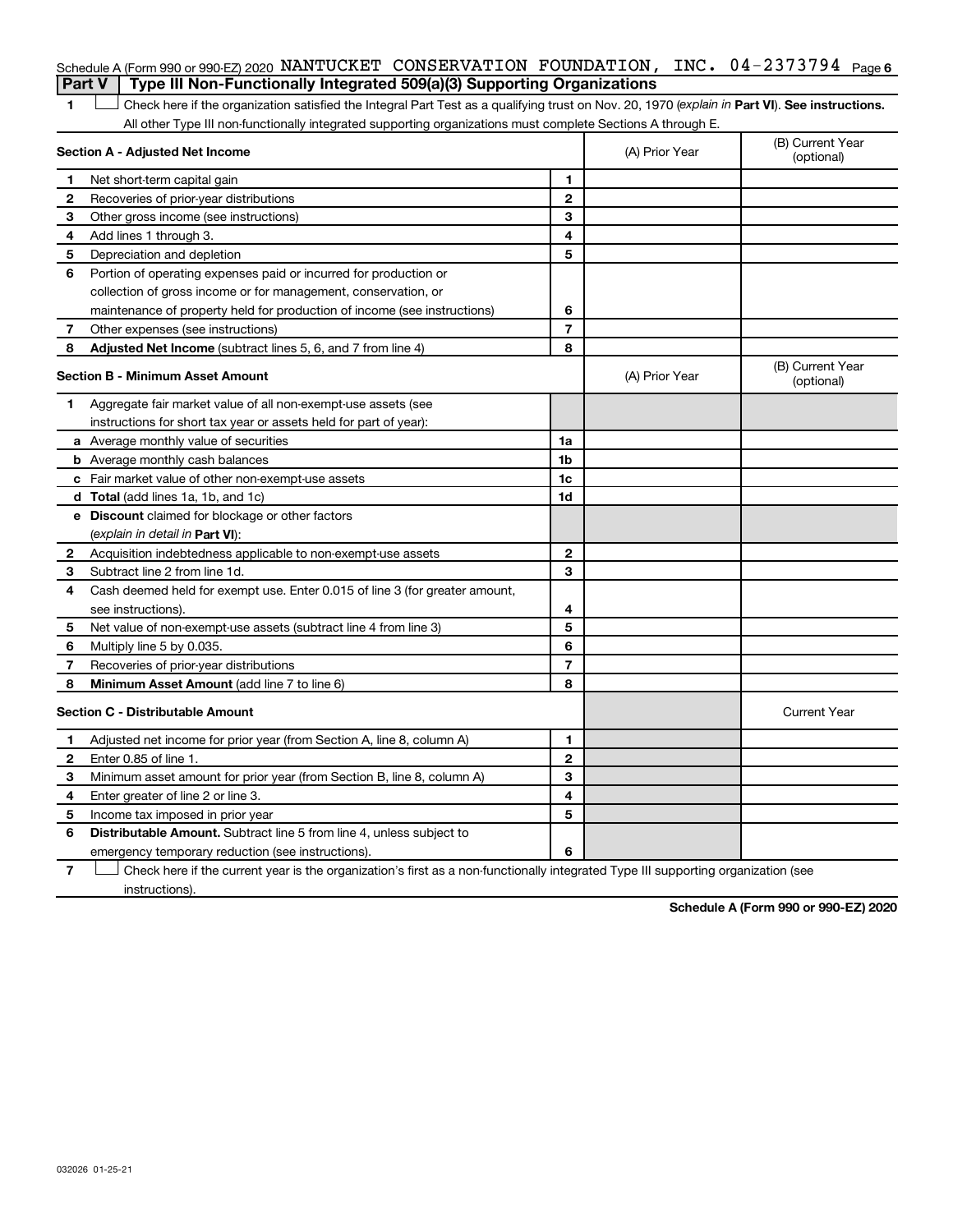Schedule A (Form 990 or 990-EZ) 2020 NANTUCKET CONSERVATION FOUNDATION, INC. 04-2373794 Page 6

## Part V | Type III Non-Functionally Integrated 509(a)(3) Supporting Organizations

1 ☐ Check here if the organization satisfied the Integral Part Test as a qualifying trust on Nov. 20, 1970 (*explain in* **Part VI**). **See instructions.**

All other Type III non-functionally integrated supporting organizations must complete Sections A through E.

| **Section A - Adjusted Net Income** | | | (A) Prior Year | (B) Current Year (optional) |
|---|---|---|---|---|
| 1 | Net short-term capital gain | 1 | | |
| 2 | Recoveries of prior-year distributions | 2 | | |
| 3 | Other gross income (see instructions) | 3 | | |
| 4 | Add lines 1 through 3. | 4 | | |
| 5 | Depreciation and depletion | 5 | | |
| 6 | Portion of operating expenses paid or incurred for production or collection of gross income or for management, conservation, or maintenance of property held for production of income (see instructions) | 6 | | |
| 7 | Other expenses (see instructions) | 7 | | |
| 8 | **Adjusted Net Income** (subtract lines 5, 6, and 7 from line 4) | 8 | | |

| **Section B - Minimum Asset Amount** | | | (A) Prior Year | (B) Current Year (optional) |
|---|---|---|---|---|
| 1 | Aggregate fair market value of all non-exempt-use assets (see instructions for short tax year or assets held for part of year): | | | |
| a | Average monthly value of securities | 1a | | |
| b | Average monthly cash balances | 1b | | |
| c | Fair market value of other non-exempt-use assets | 1c | | |
| d | **Total** (add lines 1a, 1b, and 1c) | 1d | | |
| e | **Discount** claimed for blockage or other factors (*explain in detail in* **Part VI**): | | | |
| 2 | Acquisition indebtedness applicable to non-exempt-use assets | 2 | | |
| 3 | Subtract line 2 from line 1d. | 3 | | |
| 4 | Cash deemed held for exempt use. Enter 0.015 of line 3 (for greater amount, see instructions). | 4 | | |
| 5 | Net value of non-exempt-use assets (subtract line 4 from line 3) | 5 | | |
| 6 | Multiply line 5 by 0.035. | 6 | | |
| 7 | Recoveries of prior-year distributions | 7 | | |
| 8 | **Minimum Asset Amount** (add line 7 to line 6) | 8 | | |

| **Section C - Distributable Amount** | | | | Current Year |
|---|---|---|---|---|
| 1 | Adjusted net income for prior year (from Section A, line 8, column A) | 1 | | |
| 2 | Enter 0.85 of line 1. | 2 | | |
| 3 | Minimum asset amount for prior year (from Section B, line 8, column A) | 3 | | |
| 4 | Enter greater of line 2 or line 3. | 4 | | |
| 5 | Income tax imposed in prior year | 5 | | |
| 6 | **Distributable Amount.** Subtract line 5 from line 4, unless subject to emergency temporary reduction (see instructions). | 6 | | |

7 ☐ Check here if the current year is the organization's first as a non-functionally integrated Type III supporting organization (see instructions).

**Schedule A (Form 990 or 990-EZ) 2020**

032026 01-25-21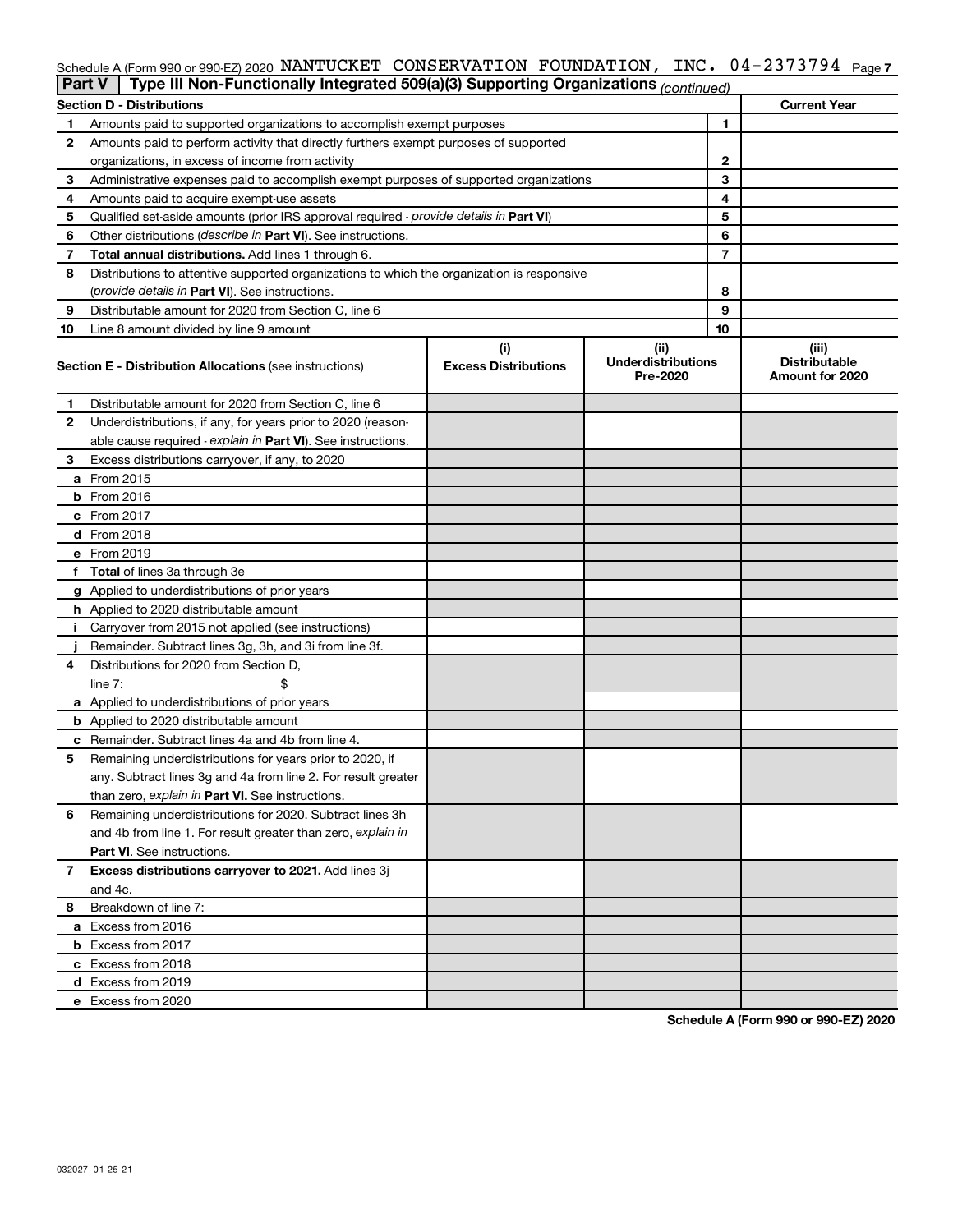Schedule A (Form 990 or 990-EZ) 2020 NANTUCKET CONSERVATION FOUNDATION, INC. 04-2373794 Page 7

**Part V | Type III Non-Functionally Integrated 509(a)(3) Supporting Organizations** *(continued)*

| Section D - Distributions | | | Current Year |
|---|---|---|---|
| 1 | Amounts paid to supported organizations to accomplish exempt purposes | 1 | |
| 2 | Amounts paid to perform activity that directly furthers exempt purposes of supported organizations, in excess of income from activity | 2 | |
| 3 | Administrative expenses paid to accomplish exempt purposes of supported organizations | 3 | |
| 4 | Amounts paid to acquire exempt-use assets | 4 | |
| 5 | Qualified set-aside amounts (prior IRS approval required - *provide details in* **Part VI**) | 5 | |
| 6 | Other distributions (*describe in* **Part VI**). See instructions. | 6 | |
| 7 | **Total annual distributions.** Add lines 1 through 6. | 7 | |
| 8 | Distributions to attentive supported organizations to which the organization is responsive (*provide details in* **Part VI**). See instructions. | 8 | |
| 9 | Distributable amount for 2020 from Section C, line 6 | 9 | |
| 10 | Line 8 amount divided by line 9 amount | 10 | |

| | **Section E - Distribution Allocations** (see instructions) | (i) Excess Distributions | (ii) Underdistributions Pre-2020 | (iii) Distributable Amount for 2020 |
|---|---|---|---|---|
| 1 | Distributable amount for 2020 from Section C, line 6 | | | |
| 2 | Underdistributions, if any, for years prior to 2020 (reasonable cause required - *explain in* **Part VI**). See instructions. | | | |
| 3 | Excess distributions carryover, if any, to 2020 | | | |
| a | From 2015 | | | |
| b | From 2016 | | | |
| c | From 2017 | | | |
| d | From 2018 | | | |
| e | From 2019 | | | |
| f | **Total** of lines 3a through 3e | | | |
| g | Applied to underdistributions of prior years | | | |
| h | Applied to 2020 distributable amount | | | |
| i | Carryover from 2015 not applied (see instructions) | | | |
| j | Remainder. Subtract lines 3g, 3h, and 3i from line 3f. | | | |
| 4 | Distributions for 2020 from Section D, line 7: $ | | | |
| a | Applied to underdistributions of prior years | | | |
| b | Applied to 2020 distributable amount | | | |
| c | Remainder. Subtract lines 4a and 4b from line 4. | | | |
| 5 | Remaining underdistributions for years prior to 2020, if any. Subtract lines 3g and 4a from line 2. For result greater than zero, *explain in* **Part VI.** See instructions. | | | |
| 6 | Remaining underdistributions for 2020. Subtract lines 3h and 4b from line 1. For result greater than zero, *explain in* **Part VI**. See instructions. | | | |
| 7 | **Excess distributions carryover to 2021.** Add lines 3j and 4c. | | | |
| 8 | Breakdown of line 7: | | | |
| a | Excess from 2016 | | | |
| b | Excess from 2017 | | | |
| c | Excess from 2018 | | | |
| d | Excess from 2019 | | | |
| e | Excess from 2020 | | | |

**Schedule A (Form 990 or 990-EZ) 2020**

032027 01-25-21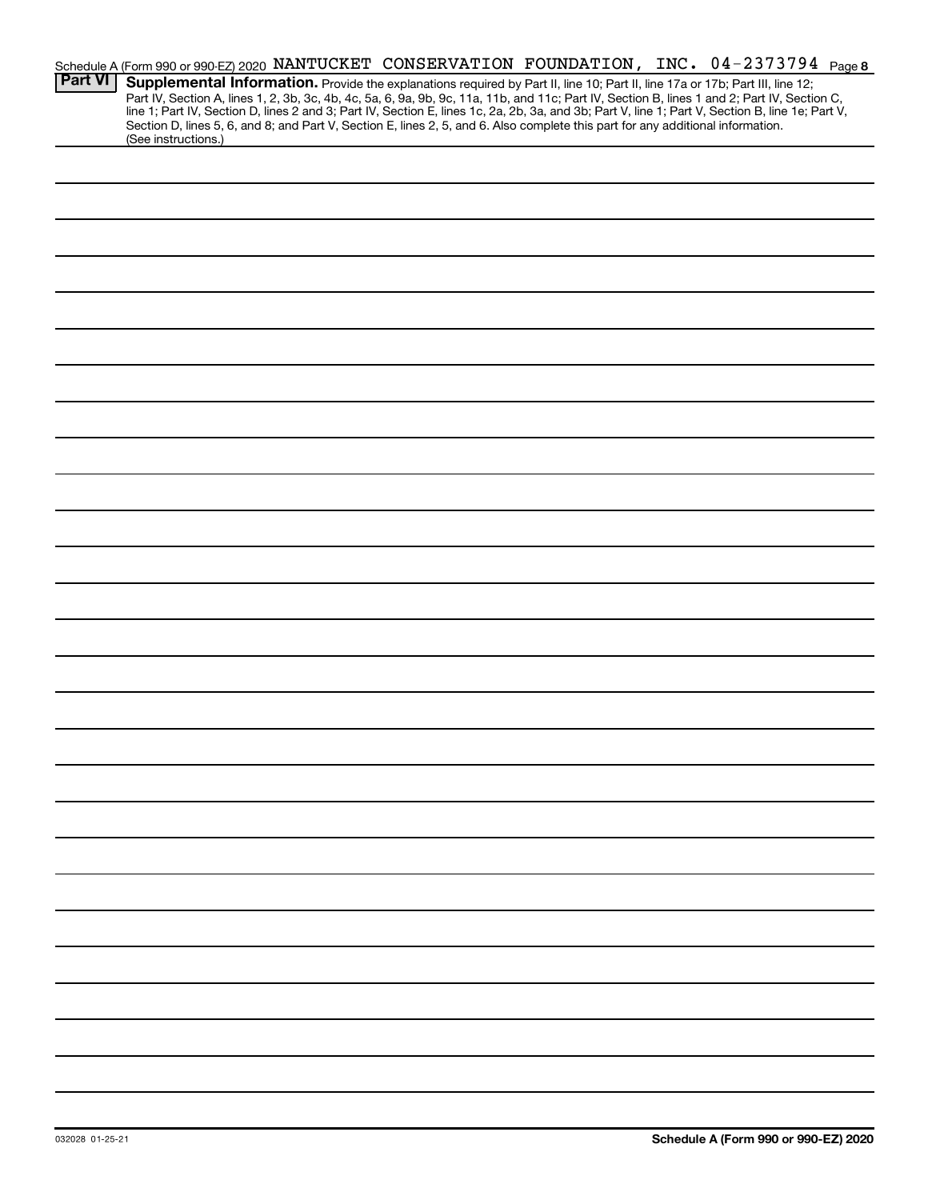Schedule A (Form 990 or 990-EZ) 2020 NANTUCKET CONSERVATION FOUNDATION, INC. 04-2373794 Page 8

**Part VI** **Supplemental Information.** Provide the explanations required by Part II, line 10; Part II, line 17a or 17b; Part III, line 12; Part IV, Section A, lines 1, 2, 3b, 3c, 4b, 4c, 5a, 6, 9a, 9b, 9c, 11a, 11b, and 11c; Part IV, Section B, lines 1 and 2; Part IV, Section C, line 1; Part IV, Section D, lines 2 and 3; Part IV, Section E, lines 1c, 2a, 2b, 3a, and 3b; Part V, line 1; Part V, Section B, line 1e; Part V, Section D, lines 5, 6, and 8; and Part V, Section E, lines 2, 5, and 6. Also complete this part for any additional information. (See instructions.)

032028 01-25-21

**Schedule A (Form 990 or 990-EZ) 2020**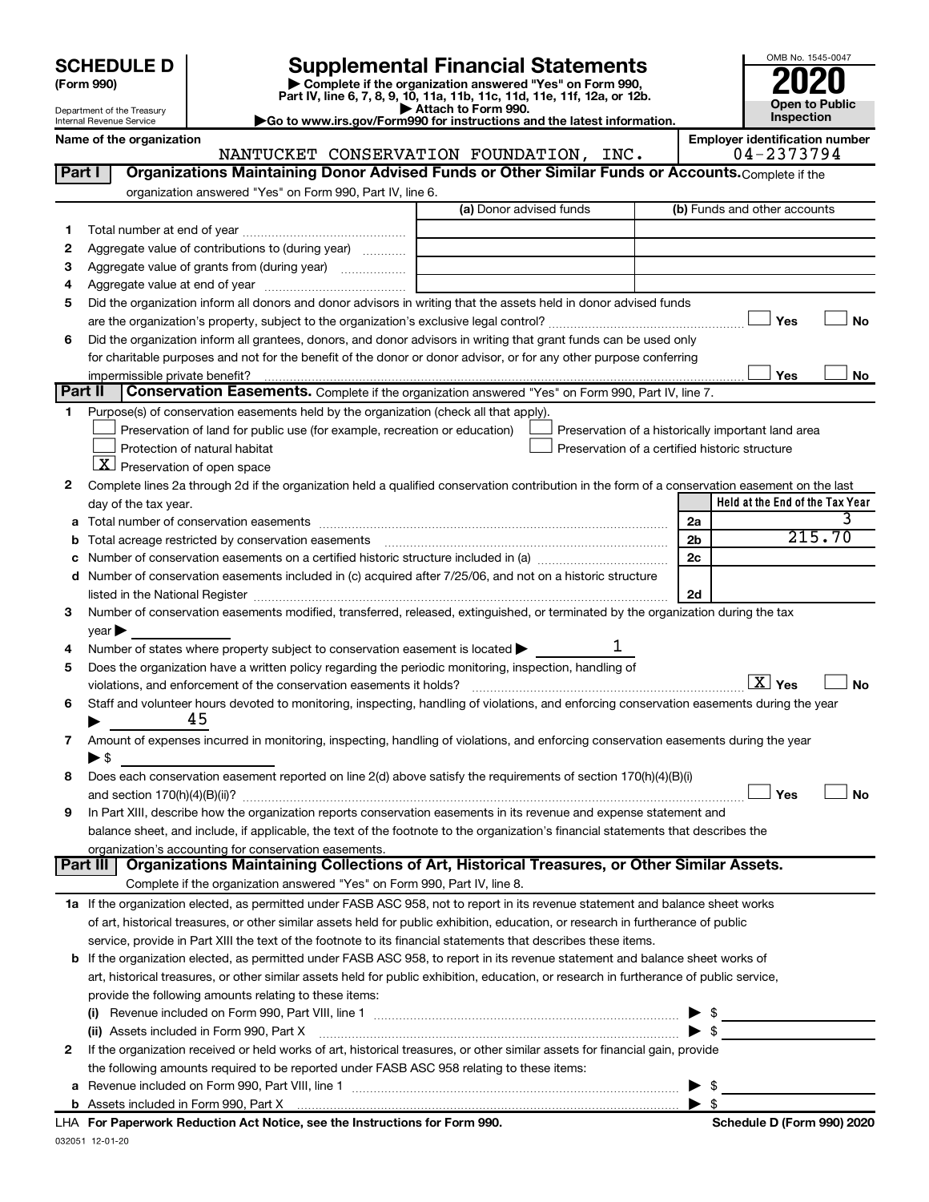# SCHEDULE D (Form 990)

Department of the Treasury
Internal Revenue Service

# Supplemental Financial Statements

▶ Complete if the organization answered "Yes" on Form 990, Part IV, line 6, 7, 8, 9, 10, 11a, 11b, 11c, 11d, 11e, 11f, 12a, or 12b.
▶ Attach to Form 990.
▶Go to www.irs.gov/Form990 for instructions and the latest information.

OMB No. 1545-0047

**2020**

**Open to Public Inspection**

Name of the organization: NANTUCKET CONSERVATION FOUNDATION, INC.

Employer identification number: 04-2373794

## Part I Organizations Maintaining Donor Advised Funds or Other Similar Funds or Accounts. Complete if the organization answered "Yes" on Form 990, Part IV, line 6.

| | | (a) Donor advised funds | (b) Funds and other accounts |
|---|---|---|---|
| 1 | Total number at end of year | | |
| 2 | Aggregate value of contributions to (during year) | | |
| 3 | Aggregate value of grants from (during year) | | |
| 4 | Aggregate value at end of year | | |

5 Did the organization inform all donors and donor advisors in writing that the assets held in donor advised funds are the organization's property, subject to the organization's exclusive legal control? ☐ Yes ☐ No

6 Did the organization inform all grantees, donors, and donor advisors in writing that grant funds can be used only for charitable purposes and not for the benefit of the donor or donor advisor, or for any other purpose conferring impermissible private benefit? ☐ Yes ☐ No

## Part II Conservation Easements. Complete if the organization answered "Yes" on Form 990, Part IV, line 7.

1 Purpose(s) of conservation easements held by the organization (check all that apply).

☐ Preservation of land for public use (for example, recreation or education)
☐ Protection of natural habitat
☒ Preservation of open space
☐ Preservation of a historically important land area
☐ Preservation of a certified historic structure

2 Complete lines 2a through 2d if the organization held a qualified conservation contribution in the form of a conservation easement on the last day of the tax year.

| | | | Held at the End of the Tax Year |
|---|---|---|---|
| a | Total number of conservation easements | 2a | 3 |
| b | Total acreage restricted by conservation easements | 2b | 215.70 |
| c | Number of conservation easements on a certified historic structure included in (a) | 2c | |
| d | Number of conservation easements included in (c) acquired after 7/25/06, and not on a historic structure listed in the National Register | 2d | |

3 Number of conservation easements modified, transferred, released, extinguished, or terminated by the organization during the tax year ▶

4 Number of states where property subject to conservation easement is located ▶ 1

5 Does the organization have a written policy regarding the periodic monitoring, inspection, handling of violations, and enforcement of the conservation easements it holds? ☒ Yes ☐ No

6 Staff and volunteer hours devoted to monitoring, inspecting, handling of violations, and enforcing conservation easements during the year ▶ 45

7 Amount of expenses incurred in monitoring, inspecting, handling of violations, and enforcing conservation easements during the year ▶ $

8 Does each conservation easement reported on line 2(d) above satisfy the requirements of section 170(h)(4)(B)(i) and section 170(h)(4)(B)(ii)? ☐ Yes ☐ No

9 In Part XIII, describe how the organization reports conservation easements in its revenue and expense statement and balance sheet, and include, if applicable, the text of the footnote to the organization's financial statements that describes the organization's accounting for conservation easements.

## Part III Organizations Maintaining Collections of Art, Historical Treasures, or Other Similar Assets. Complete if the organization answered "Yes" on Form 990, Part IV, line 8.

1a If the organization elected, as permitted under FASB ASC 958, not to report in its revenue statement and balance sheet works of art, historical treasures, or other similar assets held for public exhibition, education, or research in furtherance of public service, provide in Part XIII the text of the footnote to its financial statements that describes these items.

b If the organization elected, as permitted under FASB ASC 958, to report in its revenue statement and balance sheet works of art, historical treasures, or other similar assets held for public exhibition, education, or research in furtherance of public service, provide the following amounts relating to these items:

(i) Revenue included on Form 990, Part VIII, line 1 ▶ $

(ii) Assets included in Form 990, Part X ▶ $

2 If the organization received or held works of art, historical treasures, or other similar assets for financial gain, provide the following amounts required to be reported under FASB ASC 958 relating to these items:

a Revenue included on Form 990, Part VIII, line 1 ▶ $

b Assets included in Form 990, Part X ▶ $

LHA For Paperwork Reduction Act Notice, see the Instructions for Form 990. Schedule D (Form 990) 2020

032051 12-01-20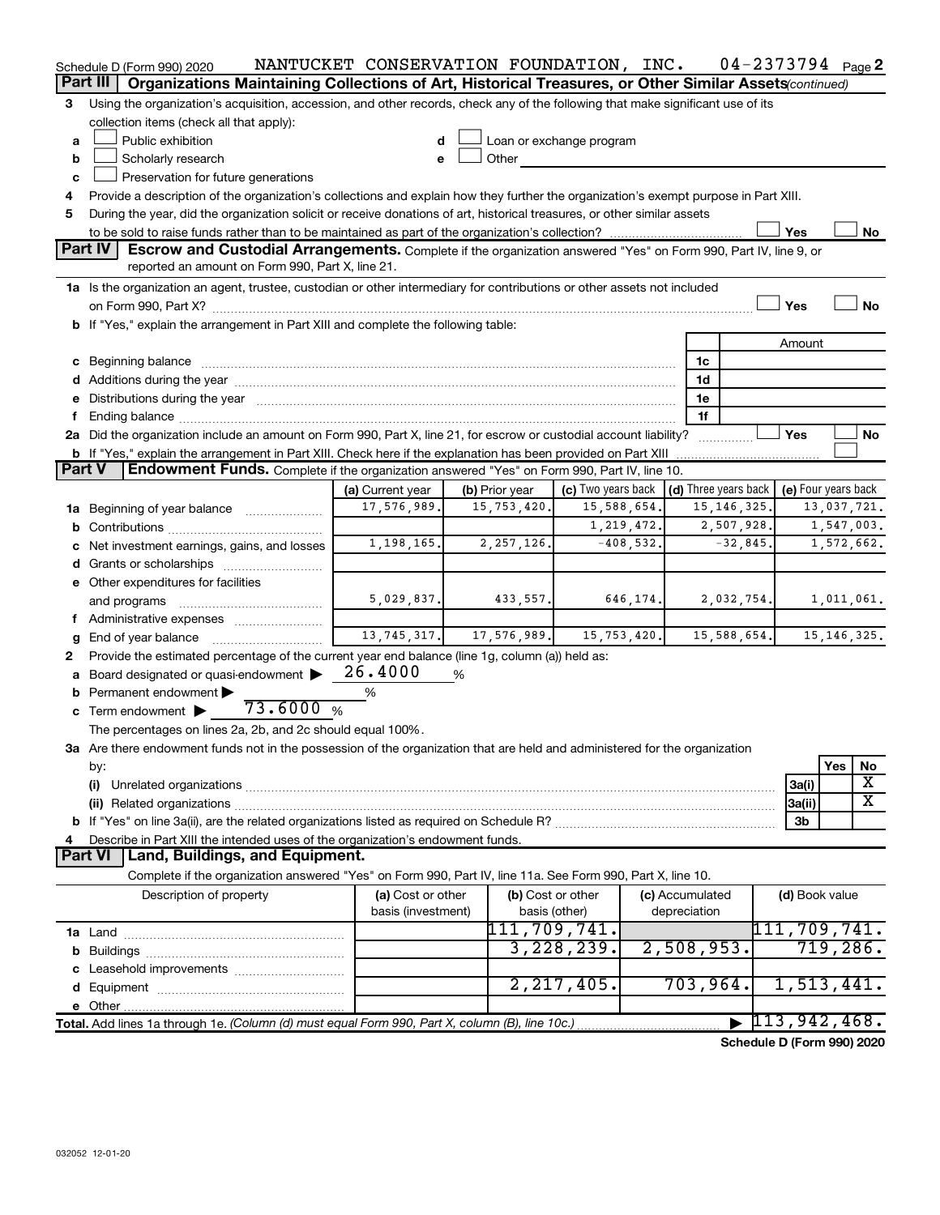Schedule D (Form 990) 2020 NANTUCKET CONSERVATION FOUNDATION, INC. 04-2373794 Page 2

## Part III | Organizations Maintaining Collections of Art, Historical Treasures, or Other Similar Assets *(continued)*

3 Using the organization's acquisition, accession, and other records, check any of the following that make significant use of its collection items (check all that apply):

- a ☐ Public exhibition
- b ☐ Scholarly research
- c ☐ Preservation for future generations
- d ☐ Loan or exchange program
- e ☐ Other

4 Provide a description of the organization's collections and explain how they further the organization's exempt purpose in Part XIII.

5 During the year, did the organization solicit or receive donations of art, historical treasures, or other similar assets to be sold to raise funds rather than to be maintained as part of the organization's collection? ☐ Yes ☐ No

## Part IV | Escrow and Custodial Arrangements.

Complete if the organization answered "Yes" on Form 990, Part IV, line 9, or reported an amount on Form 990, Part X, line 21.

1a Is the organization an agent, trustee, custodian or other intermediary for contributions or other assets not included on Form 990, Part X? ☐ Yes ☐ No

b If "Yes," explain the arrangement in Part XIII and complete the following table:

| | | Amount |
|---|---|---|
| c Beginning balance | 1c | |
| d Additions during the year | 1d | |
| e Distributions during the year | 1e | |
| f Ending balance | 1f | |

2a Did the organization include an amount on Form 990, Part X, line 21, for escrow or custodial account liability? ☐ Yes ☐ No

b If "Yes," explain the arrangement in Part XIII. Check here if the explanation has been provided on Part XIII ☐

## Part V | Endowment Funds.

Complete if the organization answered "Yes" on Form 990, Part IV, line 10.

| | (a) Current year | (b) Prior year | (c) Two years back | (d) Three years back | (e) Four years back |
|---|---|---|---|---|---|
| 1a Beginning of year balance | 17,576,989. | 15,753,420. | 15,588,654. | 15,146,325. | 13,037,721. |
| b Contributions | | | 1,219,472. | 2,507,928. | 1,547,003. |
| c Net investment earnings, gains, and losses | 1,198,165. | 2,257,126. | -408,532. | -32,845. | 1,572,662. |
| d Grants or scholarships | | | | | |
| e Other expenditures for facilities and programs | 5,029,837. | 433,557. | 646,174. | 2,032,754. | 1,011,061. |
| f Administrative expenses | | | | | |
| g End of year balance | 13,745,317. | 17,576,989. | 15,753,420. | 15,588,654. | 15,146,325. |

2 Provide the estimated percentage of the current year end balance (line 1g, column (a)) held as:

- a Board designated or quasi-endowment ▶ 26.4000 %
- b Permanent endowment ▶ %
- c Term endowment ▶ 73.6000 %

The percentages on lines 2a, 2b, and 2c should equal 100%.

3a Are there endowment funds not in the possession of the organization that are held and administered for the organization by:

| | | Yes | No |
|---|---|---|---|
| (i) Unrelated organizations | 3a(i) | | X |
| (ii) Related organizations | 3a(ii) | | X |
| b If "Yes" on line 3a(ii), are the related organizations listed as required on Schedule R? | 3b | | |

4 Describe in Part XIII the intended uses of the organization's endowment funds.

## Part VI | Land, Buildings, and Equipment.

Complete if the organization answered "Yes" on Form 990, Part IV, line 11a. See Form 990, Part X, line 10.

| Description of property | (a) Cost or other basis (investment) | (b) Cost or other basis (other) | (c) Accumulated depreciation | (d) Book value |
|---|---|---|---|---|
| 1a Land | | 111,709,741. | | 111,709,741. |
| b Buildings | | 3,228,239. | 2,508,953. | 719,286. |
| c Leasehold improvements | | | | |
| d Equipment | | 2,217,405. | 703,964. | 1,513,441. |
| e Other | | | | |
| **Total.** Add lines 1a through 1e. *(Column (d) must equal Form 990, Part X, column (B), line 10c.)* | | | ▶ | 113,942,468. |

**Schedule D (Form 990) 2020**

032052 12-01-20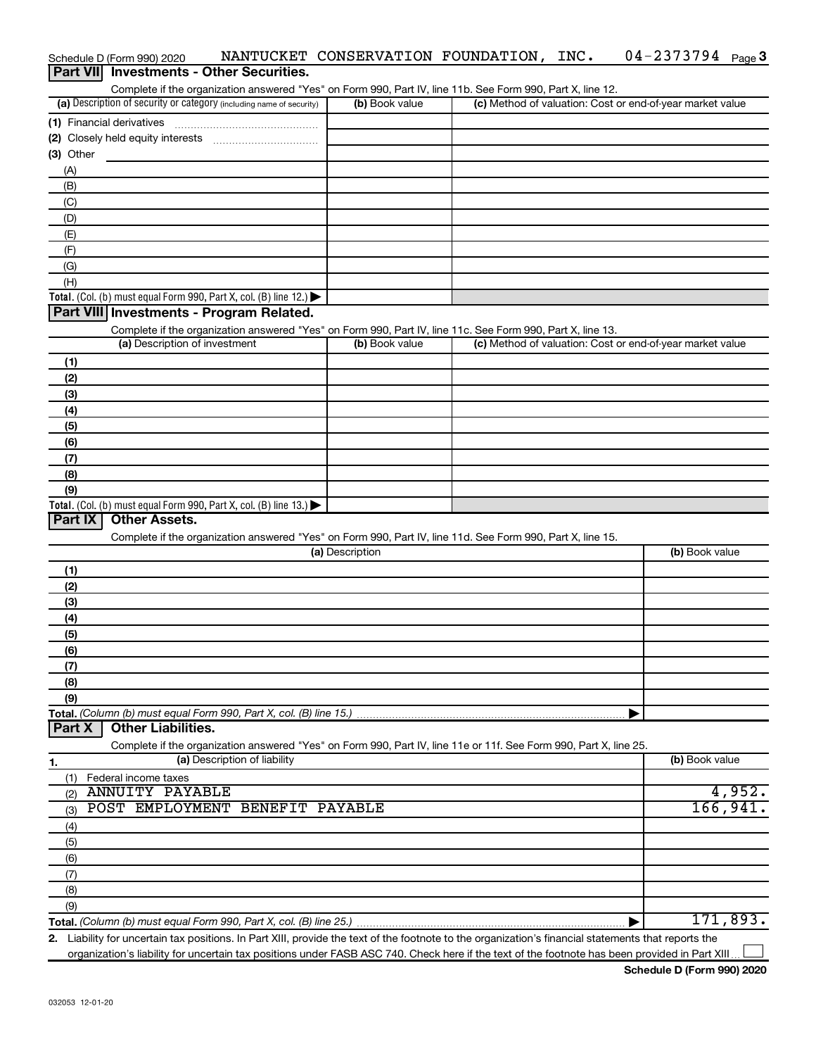Schedule D (Form 990) 2020 NANTUCKET CONSERVATION FOUNDATION, INC. 04-2373794 Page 3

## Part VII Investments - Other Securities.

Complete if the organization answered "Yes" on Form 990, Part IV, line 11b. See Form 990, Part X, line 12.

| (a) Description of security or category (including name of security) | (b) Book value | (c) Method of valuation: Cost or end-of-year market value |
|---|---|---|
| (1) Financial derivatives | | |
| (2) Closely held equity interests | | |
| (3) Other | | |
| (A) | | |
| (B) | | |
| (C) | | |
| (D) | | |
| (E) | | |
| (F) | | |
| (G) | | |
| (H) | | |
| **Total.** (Col. (b) must equal Form 990, Part X, col. (B) line 12.) ▶ | | |

## Part VIII Investments - Program Related.

Complete if the organization answered "Yes" on Form 990, Part IV, line 11c. See Form 990, Part X, line 13.

| (a) Description of investment | (b) Book value | (c) Method of valuation: Cost or end-of-year market value |
|---|---|---|
| (1) | | |
| (2) | | |
| (3) | | |
| (4) | | |
| (5) | | |
| (6) | | |
| (7) | | |
| (8) | | |
| (9) | | |
| **Total.** (Col. (b) must equal Form 990, Part X, col. (B) line 13.) ▶ | | |

## Part IX Other Assets.

Complete if the organization answered "Yes" on Form 990, Part IV, line 11d. See Form 990, Part X, line 15.

| (a) Description | (b) Book value |
|---|---|
| (1) | |
| (2) | |
| (3) | |
| (4) | |
| (5) | |
| (6) | |
| (7) | |
| (8) | |
| (9) | |
| **Total.** (Column (b) must equal Form 990, Part X, col. (B) line 15.) ▶ | |

## Part X Other Liabilities.

Complete if the organization answered "Yes" on Form 990, Part IV, line 11e or 11f. See Form 990, Part X, line 25.

| 1. (a) Description of liability | (b) Book value |
|---|---|
| (1) Federal income taxes | |
| (2) ANNUITY PAYABLE | 4,952. |
| (3) POST EMPLOYMENT BENEFIT PAYABLE | 166,941. |
| (4) | |
| (5) | |
| (6) | |
| (7) | |
| (8) | |
| (9) | |
| **Total.** (Column (b) must equal Form 990, Part X, col. (B) line 25.) ▶ | 171,893. |

2. Liability for uncertain tax positions. In Part XIII, provide the text of the footnote to the organization's financial statements that reports the organization's liability for uncertain tax positions under FASB ASC 740. Check here if the text of the footnote has been provided in Part XIII ☐

Schedule D (Form 990) 2020

032053 12-01-20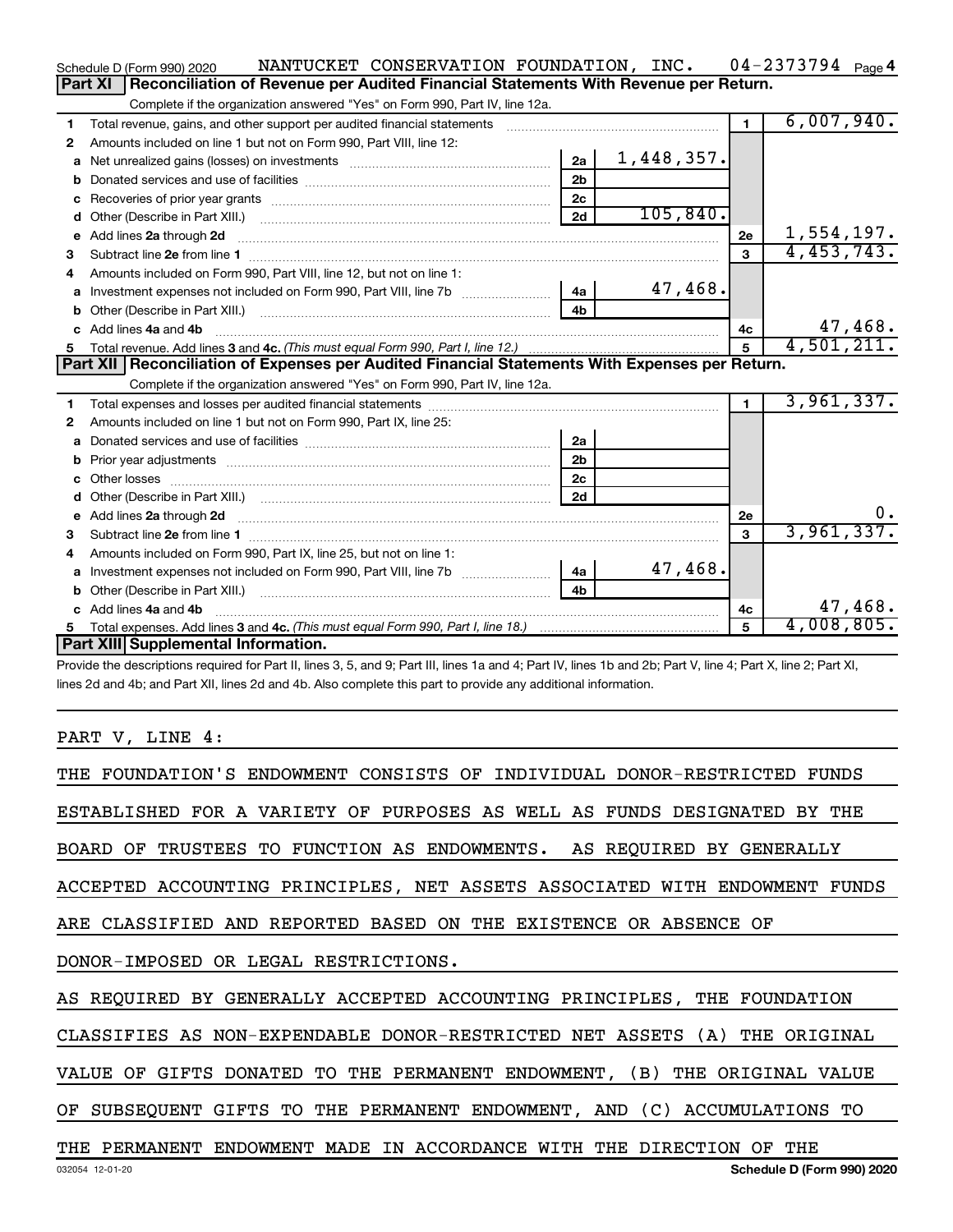Schedule D (Form 990) 2020 NANTUCKET CONSERVATION FOUNDATION, INC. 04-2373794 Page 4

**Part XI | Reconciliation of Revenue per Audited Financial Statements With Revenue per Return.**

Complete if the organization answered "Yes" on Form 990, Part IV, line 12a.

| | | | | | |
|---|---|---|---|---|---|
| 1 | Total revenue, gains, and other support per audited financial statements | | | 1 | 6,007,940. |
| 2 | Amounts included on line 1 but not on Form 990, Part VIII, line 12: | | | | |
| a | Net unrealized gains (losses) on investments | 2a | 1,448,357. | | |
| b | Donated services and use of facilities | 2b | | | |
| c | Recoveries of prior year grants | 2c | | | |
| d | Other (Describe in Part XIII.) | 2d | 105,840. | | |
| e | Add lines 2a through 2d | | | 2e | 1,554,197. |
| 3 | Subtract line 2e from line 1 | | | 3 | 4,453,743. |
| 4 | Amounts included on Form 990, Part VIII, line 12, but not on line 1: | | | | |
| a | Investment expenses not included on Form 990, Part VIII, line 7b | 4a | 47,468. | | |
| b | Other (Describe in Part XIII.) | 4b | | | |
| c | Add lines 4a and 4b | | | 4c | 47,468. |
| 5 | Total revenue. Add lines 3 and 4c. *(This must equal Form 990, Part I, line 12.)* | | | 5 | 4,501,211. |

**Part XII | Reconciliation of Expenses per Audited Financial Statements With Expenses per Return.**

Complete if the organization answered "Yes" on Form 990, Part IV, line 12a.

| | | | | | |
|---|---|---|---|---|---|
| 1 | Total expenses and losses per audited financial statements | | | 1 | 3,961,337. |
| 2 | Amounts included on line 1 but not on Form 990, Part IX, line 25: | | | | |
| a | Donated services and use of facilities | 2a | | | |
| b | Prior year adjustments | 2b | | | |
| c | Other losses | 2c | | | |
| d | Other (Describe in Part XIII.) | 2d | | | |
| e | Add lines 2a through 2d | | | 2e | 0. |
| 3 | Subtract line 2e from line 1 | | | 3 | 3,961,337. |
| 4 | Amounts included on Form 990, Part IX, line 25, but not on line 1: | | | | |
| a | Investment expenses not included on Form 990, Part VIII, line 7b | 4a | 47,468. | | |
| b | Other (Describe in Part XIII.) | 4b | | | |
| c | Add lines 4a and 4b | | | 4c | 47,468. |
| 5 | Total expenses. Add lines 3 and 4c. *(This must equal Form 990, Part I, line 18.)* | | | 5 | 4,008,805. |

**Part XIII | Supplemental Information.**

Provide the descriptions required for Part II, lines 3, 5, and 9; Part III, lines 1a and 4; Part IV, lines 1b and 2b; Part V, line 4; Part X, line 2; Part XI, lines 2d and 4b; and Part XII, lines 2d and 4b. Also complete this part to provide any additional information.

PART V, LINE 4:

THE FOUNDATION'S ENDOWMENT CONSISTS OF INDIVIDUAL DONOR-RESTRICTED FUNDS ESTABLISHED FOR A VARIETY OF PURPOSES AS WELL AS FUNDS DESIGNATED BY THE BOARD OF TRUSTEES TO FUNCTION AS ENDOWMENTS. AS REQUIRED BY GENERALLY ACCEPTED ACCOUNTING PRINCIPLES, NET ASSETS ASSOCIATED WITH ENDOWMENT FUNDS ARE CLASSIFIED AND REPORTED BASED ON THE EXISTENCE OR ABSENCE OF DONOR-IMPOSED OR LEGAL RESTRICTIONS.

AS REQUIRED BY GENERALLY ACCEPTED ACCOUNTING PRINCIPLES, THE FOUNDATION CLASSIFIES AS NON-EXPENDABLE DONOR-RESTRICTED NET ASSETS (A) THE ORIGINAL VALUE OF GIFTS DONATED TO THE PERMANENT ENDOWMENT, (B) THE ORIGINAL VALUE OF SUBSEQUENT GIFTS TO THE PERMANENT ENDOWMENT, AND (C) ACCUMULATIONS TO THE PERMANENT ENDOWMENT MADE IN ACCORDANCE WITH THE DIRECTION OF THE

032054 12-01-20 Schedule D (Form 990) 2020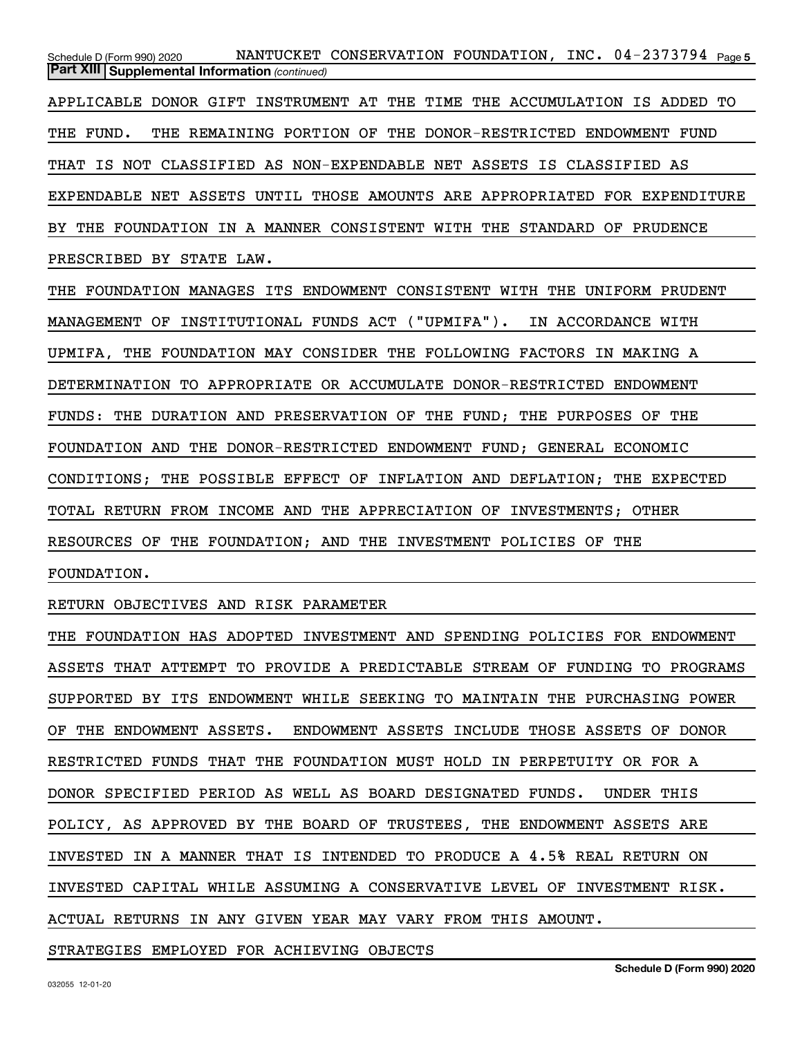**Part XIII Supplemental Information** *(continued)*

APPLICABLE DONOR GIFT INSTRUMENT AT THE TIME THE ACCUMULATION IS ADDED TO THE FUND. THE REMAINING PORTION OF THE DONOR-RESTRICTED ENDOWMENT FUND THAT IS NOT CLASSIFIED AS NON-EXPENDABLE NET ASSETS IS CLASSIFIED AS EXPENDABLE NET ASSETS UNTIL THOSE AMOUNTS ARE APPROPRIATED FOR EXPENDITURE BY THE FOUNDATION IN A MANNER CONSISTENT WITH THE STANDARD OF PRUDENCE PRESCRIBED BY STATE LAW.

THE FOUNDATION MANAGES ITS ENDOWMENT CONSISTENT WITH THE UNIFORM PRUDENT MANAGEMENT OF INSTITUTIONAL FUNDS ACT ("UPMIFA"). IN ACCORDANCE WITH UPMIFA, THE FOUNDATION MAY CONSIDER THE FOLLOWING FACTORS IN MAKING A DETERMINATION TO APPROPRIATE OR ACCUMULATE DONOR-RESTRICTED ENDOWMENT FUNDS: THE DURATION AND PRESERVATION OF THE FUND; THE PURPOSES OF THE FOUNDATION AND THE DONOR-RESTRICTED ENDOWMENT FUND; GENERAL ECONOMIC CONDITIONS; THE POSSIBLE EFFECT OF INFLATION AND DEFLATION; THE EXPECTED TOTAL RETURN FROM INCOME AND THE APPRECIATION OF INVESTMENTS; OTHER RESOURCES OF THE FOUNDATION; AND THE INVESTMENT POLICIES OF THE FOUNDATION.

RETURN OBJECTIVES AND RISK PARAMETER

THE FOUNDATION HAS ADOPTED INVESTMENT AND SPENDING POLICIES FOR ENDOWMENT ASSETS THAT ATTEMPT TO PROVIDE A PREDICTABLE STREAM OF FUNDING TO PROGRAMS SUPPORTED BY ITS ENDOWMENT WHILE SEEKING TO MAINTAIN THE PURCHASING POWER OF THE ENDOWMENT ASSETS. ENDOWMENT ASSETS INCLUDE THOSE ASSETS OF DONOR RESTRICTED FUNDS THAT THE FOUNDATION MUST HOLD IN PERPETUITY OR FOR A DONOR SPECIFIED PERIOD AS WELL AS BOARD DESIGNATED FUNDS. UNDER THIS POLICY, AS APPROVED BY THE BOARD OF TRUSTEES, THE ENDOWMENT ASSETS ARE INVESTED IN A MANNER THAT IS INTENDED TO PRODUCE A 4.5% REAL RETURN ON INVESTED CAPITAL WHILE ASSUMING A CONSERVATIVE LEVEL OF INVESTMENT RISK. ACTUAL RETURNS IN ANY GIVEN YEAR MAY VARY FROM THIS AMOUNT.

STRATEGIES EMPLOYED FOR ACHIEVING OBJECTS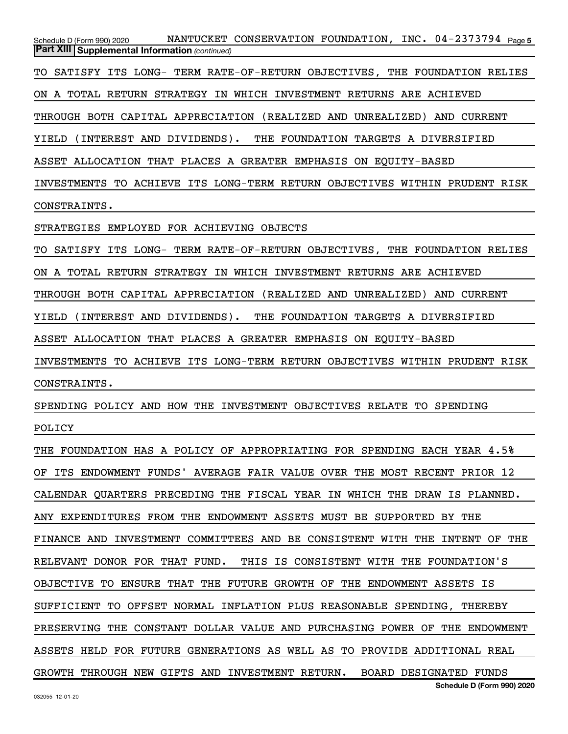**Part XIII Supplemental Information** *(continued)*

TO SATISFY ITS LONG- TERM RATE-OF-RETURN OBJECTIVES, THE FOUNDATION RELIES ON A TOTAL RETURN STRATEGY IN WHICH INVESTMENT RETURNS ARE ACHIEVED THROUGH BOTH CAPITAL APPRECIATION (REALIZED AND UNREALIZED) AND CURRENT YIELD (INTEREST AND DIVIDENDS). THE FOUNDATION TARGETS A DIVERSIFIED ASSET ALLOCATION THAT PLACES A GREATER EMPHASIS ON EQUITY-BASED INVESTMENTS TO ACHIEVE ITS LONG-TERM RETURN OBJECTIVES WITHIN PRUDENT RISK CONSTRAINTS.

STRATEGIES EMPLOYED FOR ACHIEVING OBJECTS

TO SATISFY ITS LONG- TERM RATE-OF-RETURN OBJECTIVES, THE FOUNDATION RELIES ON A TOTAL RETURN STRATEGY IN WHICH INVESTMENT RETURNS ARE ACHIEVED THROUGH BOTH CAPITAL APPRECIATION (REALIZED AND UNREALIZED) AND CURRENT YIELD (INTEREST AND DIVIDENDS). THE FOUNDATION TARGETS A DIVERSIFIED ASSET ALLOCATION THAT PLACES A GREATER EMPHASIS ON EQUITY-BASED INVESTMENTS TO ACHIEVE ITS LONG-TERM RETURN OBJECTIVES WITHIN PRUDENT RISK CONSTRAINTS.

SPENDING POLICY AND HOW THE INVESTMENT OBJECTIVES RELATE TO SPENDING POLICY

THE FOUNDATION HAS A POLICY OF APPROPRIATING FOR SPENDING EACH YEAR 4.5% OF ITS ENDOWMENT FUNDS' AVERAGE FAIR VALUE OVER THE MOST RECENT PRIOR 12 CALENDAR QUARTERS PRECEDING THE FISCAL YEAR IN WHICH THE DRAW IS PLANNED. ANY EXPENDITURES FROM THE ENDOWMENT ASSETS MUST BE SUPPORTED BY THE FINANCE AND INVESTMENT COMMITTEES AND BE CONSISTENT WITH THE INTENT OF THE RELEVANT DONOR FOR THAT FUND. THIS IS CONSISTENT WITH THE FOUNDATION'S OBJECTIVE TO ENSURE THAT THE FUTURE GROWTH OF THE ENDOWMENT ASSETS IS SUFFICIENT TO OFFSET NORMAL INFLATION PLUS REASONABLE SPENDING, THEREBY PRESERVING THE CONSTANT DOLLAR VALUE AND PURCHASING POWER OF THE ENDOWMENT ASSETS HELD FOR FUTURE GENERATIONS AS WELL AS TO PROVIDE ADDITIONAL REAL GROWTH THROUGH NEW GIFTS AND INVESTMENT RETURN. BOARD DESIGNATED FUNDS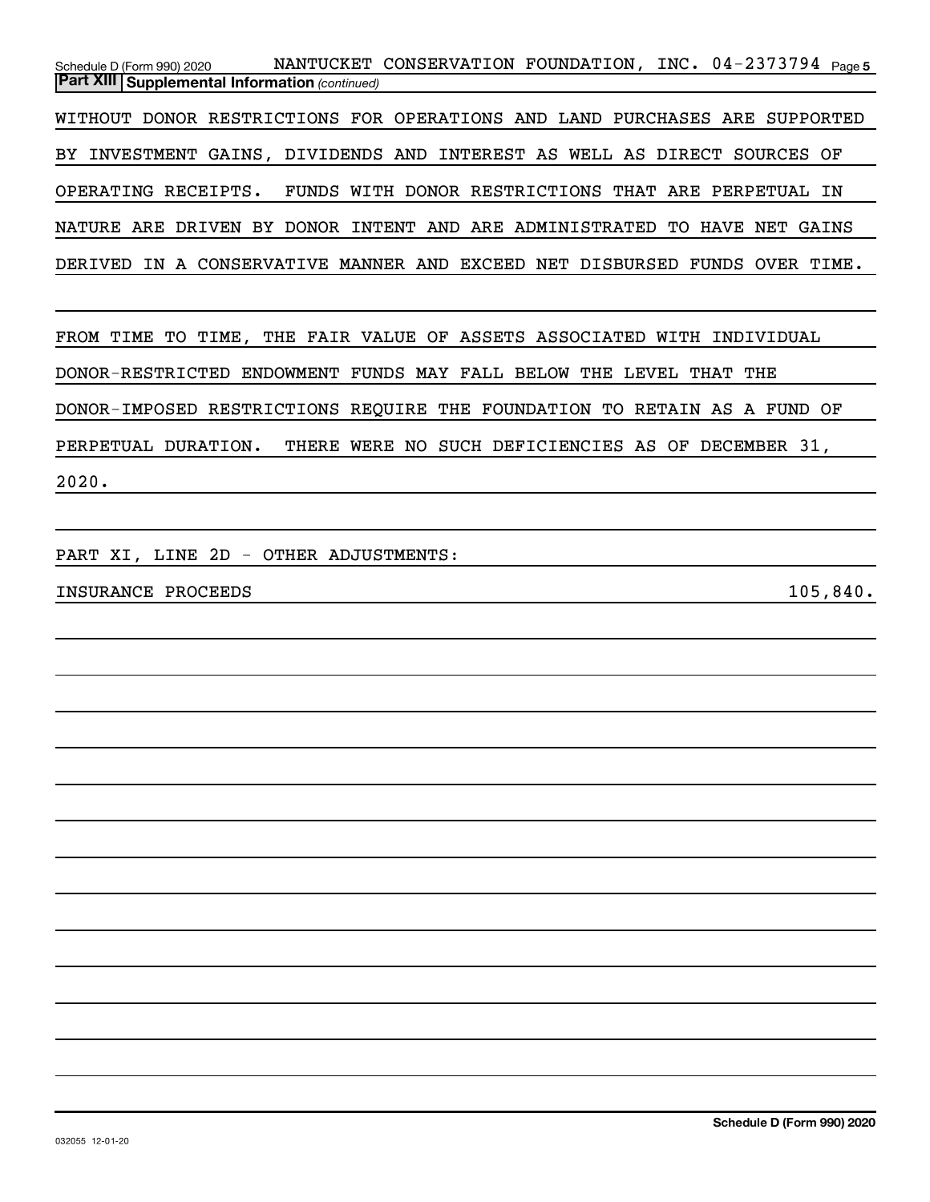Schedule D (Form 990) 2020 NANTUCKET CONSERVATION FOUNDATION, INC. 04-2373794

**Part XIII Supplemental Information** *(continued)*

WITHOUT DONOR RESTRICTIONS FOR OPERATIONS AND LAND PURCHASES ARE SUPPORTED BY INVESTMENT GAINS, DIVIDENDS AND INTEREST AS WELL AS DIRECT SOURCES OF OPERATING RECEIPTS. FUNDS WITH DONOR RESTRICTIONS THAT ARE PERPETUAL IN NATURE ARE DRIVEN BY DONOR INTENT AND ARE ADMINISTRATED TO HAVE NET GAINS DERIVED IN A CONSERVATIVE MANNER AND EXCEED NET DISBURSED FUNDS OVER TIME.

FROM TIME TO TIME, THE FAIR VALUE OF ASSETS ASSOCIATED WITH INDIVIDUAL DONOR-RESTRICTED ENDOWMENT FUNDS MAY FALL BELOW THE LEVEL THAT THE DONOR-IMPOSED RESTRICTIONS REQUIRE THE FOUNDATION TO RETAIN AS A FUND OF PERPETUAL DURATION. THERE WERE NO SUCH DEFICIENCIES AS OF DECEMBER 31, 2020.

PART XI, LINE 2D - OTHER ADJUSTMENTS:

| | |
|---|---|
| INSURANCE PROCEEDS | 105,840. |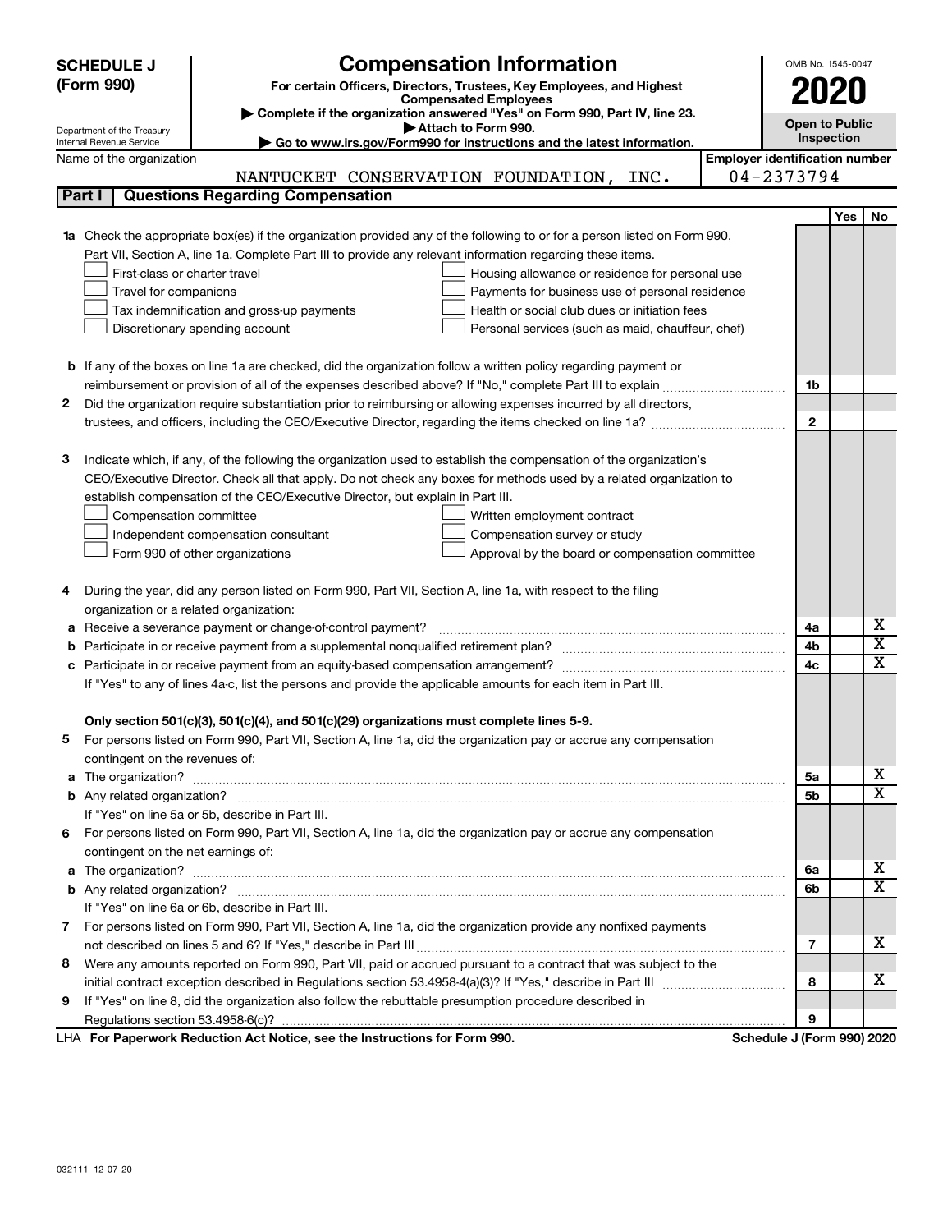**SCHEDULE J (Form 990)**

Department of the Treasury
Internal Revenue Service

# Compensation Information

**For certain Officers, Directors, Trustees, Key Employees, and Highest Compensated Employees**

▶ Complete if the organization answered "Yes" on Form 990, Part IV, line 23.
▶ Attach to Form 990.
▶ Go to www.irs.gov/Form990 for instructions and the latest information.

OMB No. 1545-0047

**2020**

**Open to Public Inspection**

Name of the organization: NANTUCKET CONSERVATION FOUNDATION, INC.

Employer identification number: 04-2373794

## Part I Questions Regarding Compensation

| | | | Yes | No |
|---|---|---|---|---|
| **1a** | Check the appropriate box(es) if the organization provided any of the following to or for a person listed on Form 990, Part VII, Section A, line 1a. Complete Part III to provide any relevant information regarding these items.<br>☐ First-class or charter travel ☐ Housing allowance or residence for personal use<br>☐ Travel for companions ☐ Payments for business use of personal residence<br>☐ Tax indemnification and gross-up payments ☐ Health or social club dues or initiation fees<br>☐ Discretionary spending account ☐ Personal services (such as maid, chauffeur, chef) | | | |
| **b** | If any of the boxes on line 1a are checked, did the organization follow a written policy regarding payment or reimbursement or provision of all of the expenses described above? If "No," complete Part III to explain | 1b | | |
| **2** | Did the organization require substantiation prior to reimbursing or allowing expenses incurred by all directors, trustees, and officers, including the CEO/Executive Director, regarding the items checked on line 1a? | 2 | | |
| **3** | Indicate which, if any, of the following the organization used to establish the compensation of the organization's CEO/Executive Director. Check all that apply. Do not check any boxes for methods used by a related organization to establish compensation of the CEO/Executive Director, but explain in Part III.<br>☐ Compensation committee ☐ Written employment contract<br>☐ Independent compensation consultant ☐ Compensation survey or study<br>☐ Form 990 of other organizations ☐ Approval by the board or compensation committee | | | |
| **4** | During the year, did any person listed on Form 990, Part VII, Section A, line 1a, with respect to the filing organization or a related organization: | | | |
| **a** | Receive a severance payment or change-of-control payment? | 4a | | X |
| **b** | Participate in or receive payment from a supplemental nonqualified retirement plan? | 4b | | X |
| **c** | Participate in or receive payment from an equity-based compensation arrangement? | 4c | | X |
| | If "Yes" to any of lines 4a-c, list the persons and provide the applicable amounts for each item in Part III. | | | |
| | **Only section 501(c)(3), 501(c)(4), and 501(c)(29) organizations must complete lines 5-9.** | | | |
| **5** | For persons listed on Form 990, Part VII, Section A, line 1a, did the organization pay or accrue any compensation contingent on the revenues of: | | | |
| **a** | The organization? | 5a | | X |
| **b** | Any related organization? | 5b | | X |
| | If "Yes" on line 5a or 5b, describe in Part III. | | | |
| **6** | For persons listed on Form 990, Part VII, Section A, line 1a, did the organization pay or accrue any compensation contingent on the net earnings of: | | | |
| **a** | The organization? | 6a | | X |
| **b** | Any related organization? | 6b | | X |
| | If "Yes" on line 6a or 6b, describe in Part III. | | | |
| **7** | For persons listed on Form 990, Part VII, Section A, line 1a, did the organization provide any nonfixed payments not described on lines 5 and 6? If "Yes," describe in Part III | 7 | | X |
| **8** | Were any amounts reported on Form 990, Part VII, paid or accrued pursuant to a contract that was subject to the initial contract exception described in Regulations section 53.4958-4(a)(3)? If "Yes," describe in Part III | 8 | | X |
| **9** | If "Yes" on line 8, did the organization also follow the rebuttable presumption procedure described in Regulations section 53.4958-6(c)? | 9 | | |

LHA **For Paperwork Reduction Act Notice, see the Instructions for Form 990.** **Schedule J (Form 990) 2020**

032111 12-07-20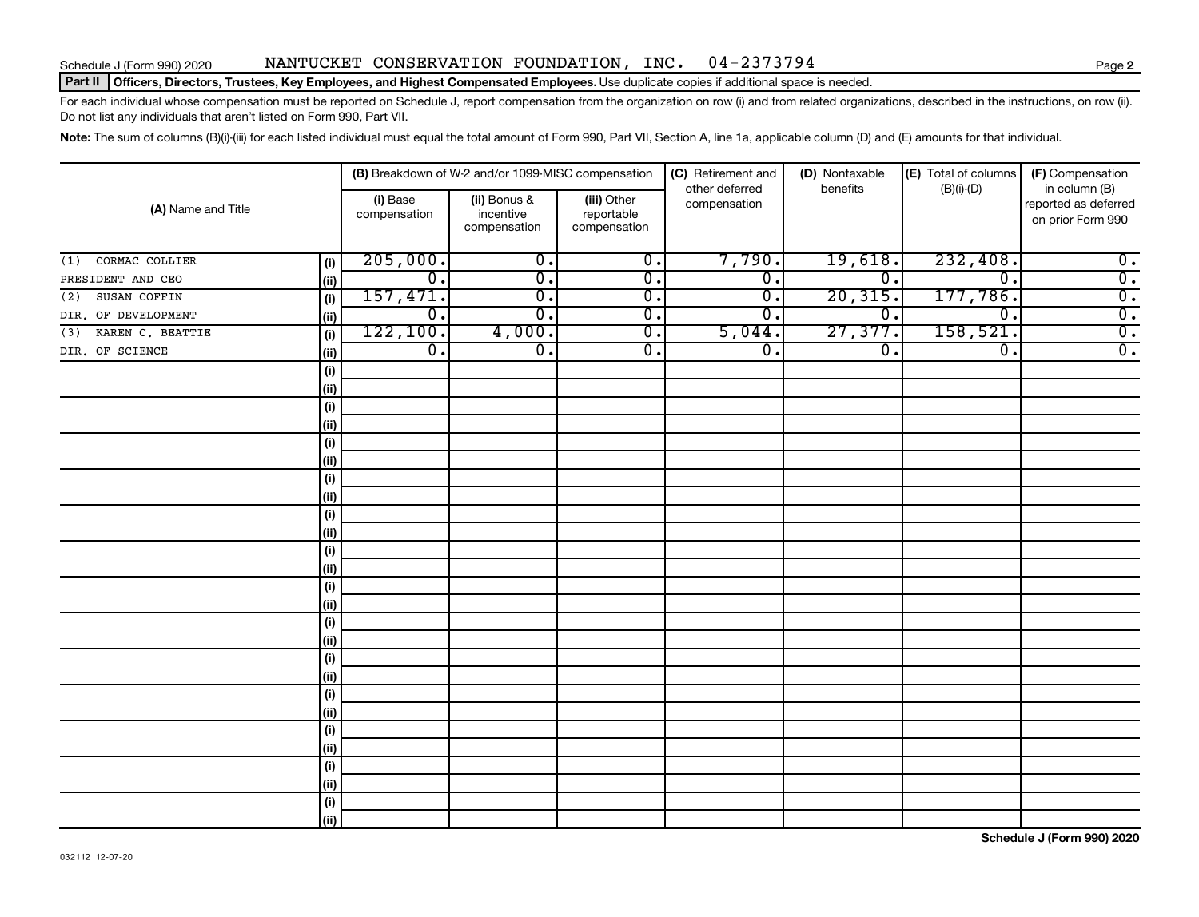Schedule J (Form 990) 2020 NANTUCKET CONSERVATION FOUNDATION, INC. 04-2373794

**Part II Officers, Directors, Trustees, Key Employees, and Highest Compensated Employees.** Use duplicate copies if additional space is needed.

For each individual whose compensation must be reported on Schedule J, report compensation from the organization on row (i) and from related organizations, described in the instructions, on row (ii). Do not list any individuals that aren't listed on Form 990, Part VII.

**Note:** The sum of columns (B)(i)-(iii) for each listed individual must equal the total amount of Form 990, Part VII, Section A, line 1a, applicable column (D) and (E) amounts for that individual.

| (A) Name and Title | | (B) Breakdown of W-2 and/or 1099-MISC compensation | | | (C) Retirement and other deferred compensation | (D) Nontaxable benefits | (E) Total of columns (B)(i)-(D) | (F) Compensation in column (B) reported as deferred on prior Form 990 |
|---|---|---|---|---|---|---|---|---|
| | | (i) Base compensation | (ii) Bonus & incentive compensation | (iii) Other reportable compensation | | | | |
| (1) CORMAC COLLIER | (i) | 205,000. | 0. | 0. | 7,790. | 19,618. | 232,408. | 0. |
| PRESIDENT AND CEO | (ii) | 0. | 0. | 0. | 0. | 0. | 0. | 0. |
| (2) SUSAN COFFIN | (i) | 157,471. | 0. | 0. | 0. | 20,315. | 177,786. | 0. |
| DIR. OF DEVELOPMENT | (ii) | 0. | 0. | 0. | 0. | 0. | 0. | 0. |
| (3) KAREN C. BEATTIE | (i) | 122,100. | 4,000. | 0. | 5,044. | 27,377. | 158,521. | 0. |
| DIR. OF SCIENCE | (ii) | 0. | 0. | 0. | 0. | 0. | 0. | 0. |

Schedule J (Form 990) 2020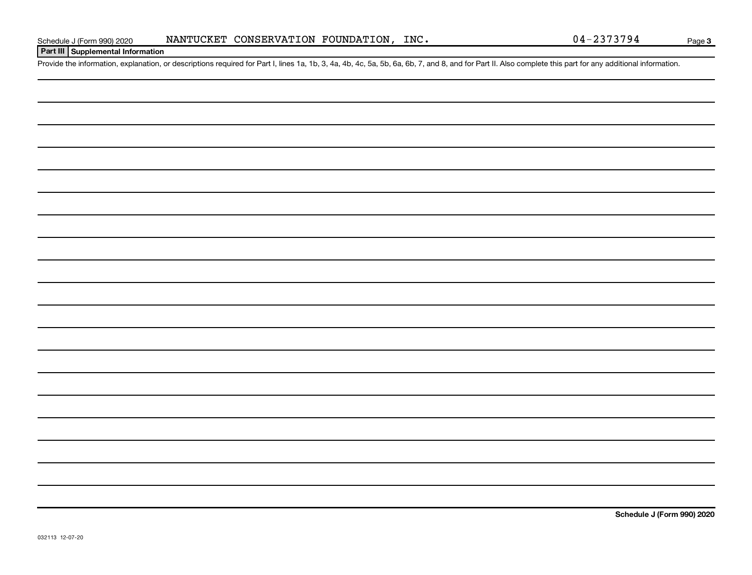## Part III Supplemental Information

Provide the information, explanation, or descriptions required for Part I, lines 1a, 1b, 3, 4a, 4b, 4c, 5a, 5b, 6a, 6b, 7, and 8, and for Part II. Also complete this part for any additional information.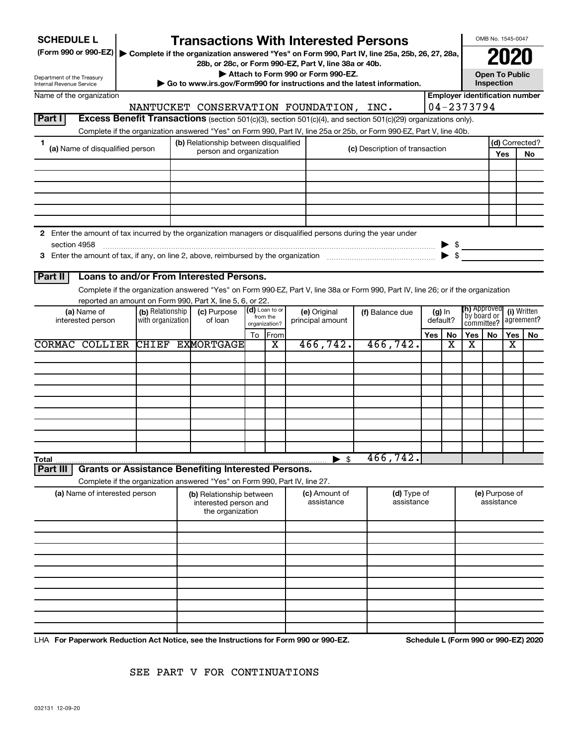# SCHEDULE L (Form 990 or 990-EZ)

## Transactions With Interested Persons

▶ Complete if the organization answered "Yes" on Form 990, Part IV, line 25a, 25b, 26, 27, 28a, 28b, or 28c, or Form 990-EZ, Part V, line 38a or 40b.

▶ Attach to Form 990 or Form 990-EZ.

▶ Go to www.irs.gov/Form990 for instructions and the latest information.

Department of the Treasury
Internal Revenue Service

OMB No. 1545-0047

**2020**

**Open To Public Inspection**

Name of the organization: NANTUCKET CONSERVATION FOUNDATION, INC.

Employer identification number: 04-2373794

### Part I Excess Benefit Transactions (section 501(c)(3), section 501(c)(4), and section 501(c)(29) organizations only).

Complete if the organization answered "Yes" on Form 990, Part IV, line 25a or 25b, or Form 990-EZ, Part V, line 40b.

| 1 (a) Name of disqualified person | (b) Relationship between disqualified person and organization | (c) Description of transaction | (d) Corrected? Yes | No |
|---|---|---|---|---|
| | | | | |
| | | | | |
| | | | | |
| | | | | |
| | | | | |
| | | | | |

2 Enter the amount of tax incurred by the organization managers or disqualified persons during the year under section 4958 ▶ $

3 Enter the amount of tax, if any, on line 2, above, reimbursed by the organization ▶ $

### Part II Loans to and/or From Interested Persons.

Complete if the organization answered "Yes" on Form 990-EZ, Part V, line 38a or Form 990, Part IV, line 26; or if the organization reported an amount on Form 990, Part X, line 5, 6, or 22.

| (a) Name of interested person | (b) Relationship with organization | (c) Purpose of loan | (d) Loan to or from the organization? To | From | (e) Original principal amount | (f) Balance due | (g) In default? Yes | No | (h) Approved by board or committee? Yes | No | (i) Written agreement? Yes | No |
|---|---|---|---|---|---|---|---|---|---|---|---|---|
| CORMAC COLLIER | CHIEF EX | MORTGAGE | | X | 466,742. | 466,742. | | X | X | | X | |
| | | | | | | | | | | | | |
| | | | | | | | | | | | | |
| | | | | | | | | | | | | |
| | | | | | | | | | | | | |
| | | | | | | | | | | | | |
| | | | | | | | | | | | | |
| | | | | | | | | | | | | |
| | | | | | | | | | | | | |
| Total | | | | | ▶ $ | 466,742. | | | | | | |

### Part III Grants or Assistance Benefiting Interested Persons.

Complete if the organization answered "Yes" on Form 990, Part IV, line 27.

| (a) Name of interested person | (b) Relationship between interested person and the organization | (c) Amount of assistance | (d) Type of assistance | (e) Purpose of assistance |
|---|---|---|---|---|
| | | | | |
| | | | | |
| | | | | |
| | | | | |
| | | | | |
| | | | | |
| | | | | |
| | | | | |
| | | | | |
| | | | | |

LHA **For Paperwork Reduction Act Notice, see the Instructions for Form 990 or 990-EZ.** **Schedule L (Form 990 or 990-EZ) 2020**

SEE PART V FOR CONTINUATIONS

032131 12-09-20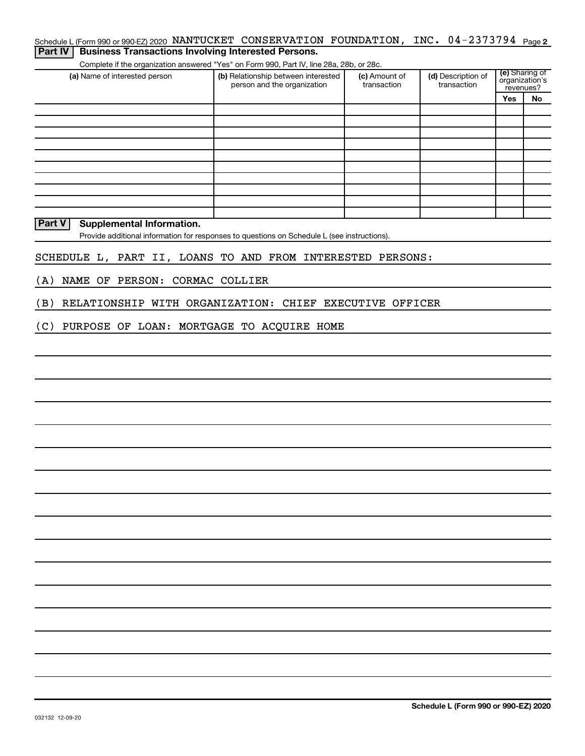Schedule L (Form 990 or 990-EZ) 2020 NANTUCKET CONSERVATION FOUNDATION, INC. 04-2373794 Page 2

## Part IV Business Transactions Involving Interested Persons.

Complete if the organization answered "Yes" on Form 990, Part IV, line 28a, 28b, or 28c.

| (a) Name of interested person | (b) Relationship between interested person and the organization | (c) Amount of transaction | (d) Description of transaction | (e) Sharing of organization's revenues? | |
|---|---|---|---|---|---|
| | | | | Yes | No |
| | | | | | |
| | | | | | |
| | | | | | |
| | | | | | |
| | | | | | |
| | | | | | |
| | | | | | |
| | | | | | |
| | | | | | |
| | | | | | |

## Part V Supplemental Information.

Provide additional information for responses to questions on Schedule L (see instructions).

SCHEDULE L, PART II, LOANS TO AND FROM INTERESTED PERSONS:

(A) NAME OF PERSON: CORMAC COLLIER

(B) RELATIONSHIP WITH ORGANIZATION: CHIEF EXECUTIVE OFFICER

(C) PURPOSE OF LOAN: MORTGAGE TO ACQUIRE HOME

Schedule L (Form 990 or 990-EZ) 2020

032132 12-09-20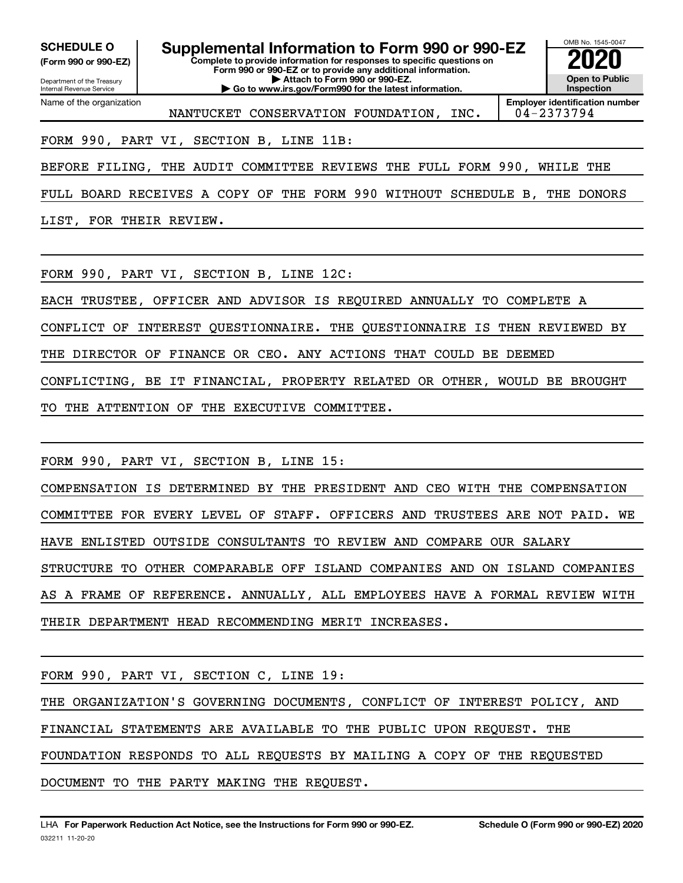**SCHEDULE O**
**(Form 990 or 990-EZ)**

Department of the Treasury
Internal Revenue Service

# Supplemental Information to Form 990 or 990-EZ

**Complete to provide information for responses to specific questions on Form 990 or 990-EZ or to provide any additional information.**
**▶ Attach to Form 990 or 990-EZ.**
**▶ Go to www.irs.gov/Form990 for the latest information.**

OMB No. 1545-0047

**2020**

**Open to Public Inspection**

| Name of the organization | Employer identification number |
|---|---|
| NANTUCKET CONSERVATION FOUNDATION, INC. | 04-2373794 |

FORM 990, PART VI, SECTION B, LINE 11B:

BEFORE FILING, THE AUDIT COMMITTEE REVIEWS THE FULL FORM 990, WHILE THE FULL BOARD RECEIVES A COPY OF THE FORM 990 WITHOUT SCHEDULE B, THE DONORS LIST, FOR THEIR REVIEW.

FORM 990, PART VI, SECTION B, LINE 12C:

EACH TRUSTEE, OFFICER AND ADVISOR IS REQUIRED ANNUALLY TO COMPLETE A CONFLICT OF INTEREST QUESTIONNAIRE. THE QUESTIONNAIRE IS THEN REVIEWED BY THE DIRECTOR OF FINANCE OR CEO. ANY ACTIONS THAT COULD BE DEEMED CONFLICTING, BE IT FINANCIAL, PROPERTY RELATED OR OTHER, WOULD BE BROUGHT TO THE ATTENTION OF THE EXECUTIVE COMMITTEE.

FORM 990, PART VI, SECTION B, LINE 15:

COMPENSATION IS DETERMINED BY THE PRESIDENT AND CEO WITH THE COMPENSATION COMMITTEE FOR EVERY LEVEL OF STAFF. OFFICERS AND TRUSTEES ARE NOT PAID. WE HAVE ENLISTED OUTSIDE CONSULTANTS TO REVIEW AND COMPARE OUR SALARY STRUCTURE TO OTHER COMPARABLE OFF ISLAND COMPANIES AND ON ISLAND COMPANIES AS A FRAME OF REFERENCE. ANNUALLY, ALL EMPLOYEES HAVE A FORMAL REVIEW WITH THEIR DEPARTMENT HEAD RECOMMENDING MERIT INCREASES.

FORM 990, PART VI, SECTION C, LINE 19:

THE ORGANIZATION'S GOVERNING DOCUMENTS, CONFLICT OF INTEREST POLICY, AND FINANCIAL STATEMENTS ARE AVAILABLE TO THE PUBLIC UPON REQUEST. THE FOUNDATION RESPONDS TO ALL REQUESTS BY MAILING A COPY OF THE REQUESTED DOCUMENT TO THE PARTY MAKING THE REQUEST.

LHA **For Paperwork Reduction Act Notice, see the Instructions for Form 990 or 990-EZ.** **Schedule O (Form 990 or 990-EZ) 2020**
032211 11-20-20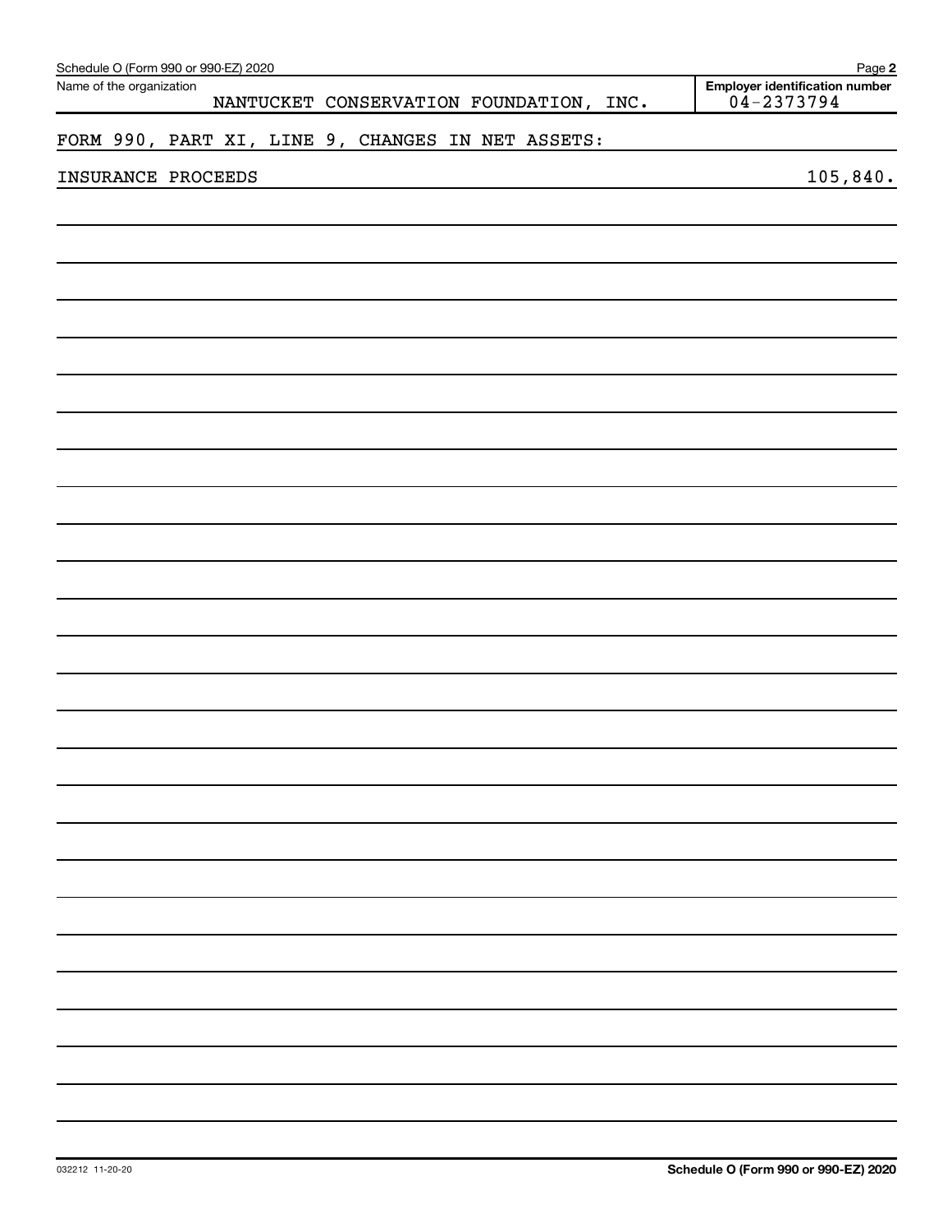Name of the organization: NANTUCKET CONSERVATION FOUNDATION, INC.

Employer identification number: 04-2373794

FORM 990, PART XI, LINE 9, CHANGES IN NET ASSETS:

| | |
|---|---|
| INSURANCE PROCEEDS | 105,840. |